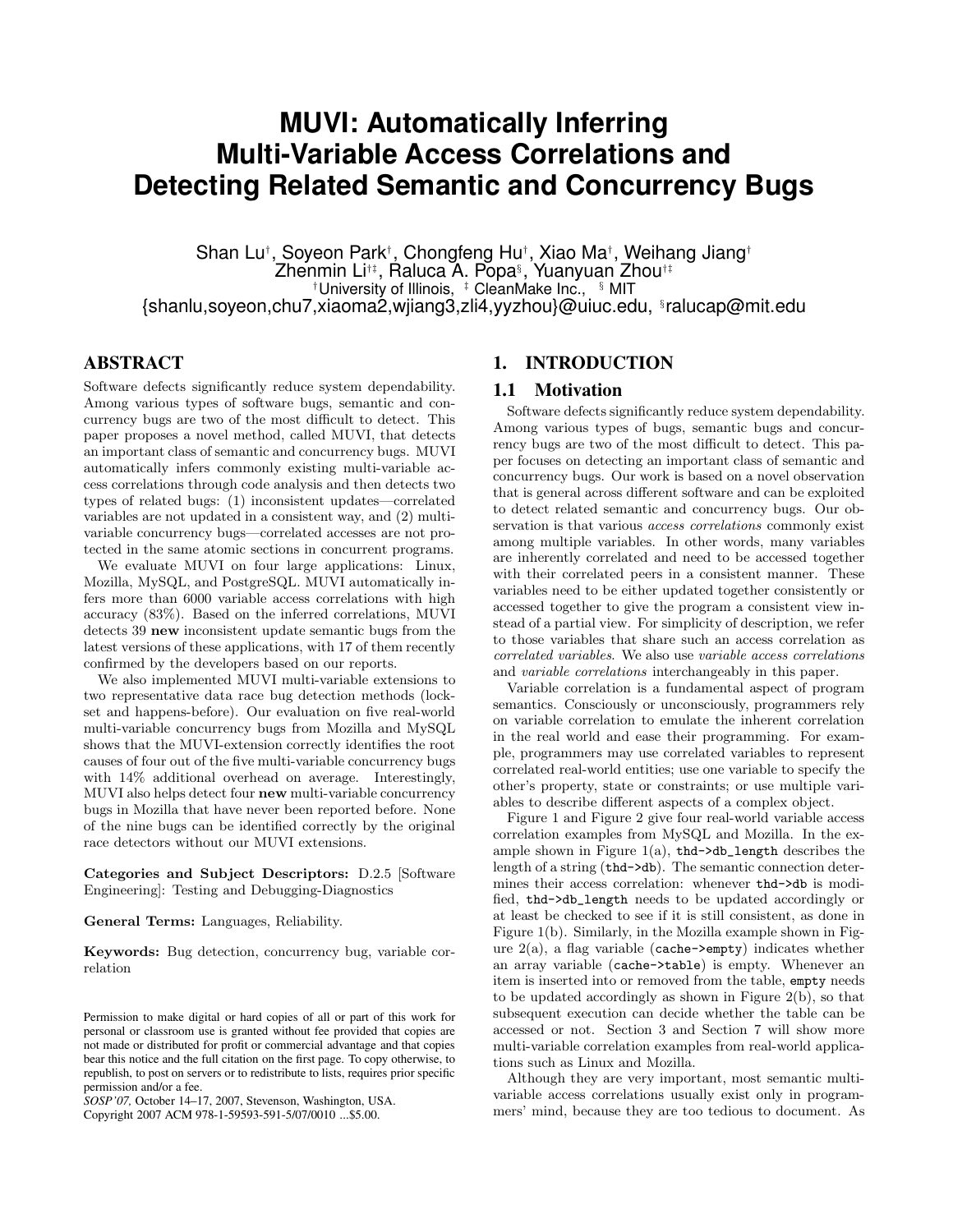# MUVI: Automatically Inferring Multi-Variable Access Correlations and Detecting Related Semantic and Concurrency Bugs

Shan Lu[†], Soyeon Park[†], Chongfeng Hu[†], Xiao Ma[†], Weihang Jiang[†]
Zhenmin Li[†‡], Raluca A. Popa[§], Yuanyuan Zhou[†‡]
[†]University of Illinois, [‡] CleanMake Inc., [§] MIT
{shanlu,soyeon,chu7,xiaoma2,wjiang3,zli4,yyzhou}@uiuc.edu, [§]ralucap@mit.edu

## ABSTRACT

Software defects significantly reduce system dependability. Among various types of software bugs, semantic and concurrency bugs are two of the most difficult to detect. This paper proposes a novel method, called MUVI, that detects an important class of semantic and concurrency bugs. MUVI automatically infers commonly existing multi-variable access correlations through code analysis and then detects two types of related bugs: (1) inconsistent updates—correlated variables are not updated in a consistent way, and (2) multi-variable concurrency bugs—correlated accesses are not protected in the same atomic sections in concurrent programs.

We evaluate MUVI on four large applications: Linux, Mozilla, MySQL, and PostgreSQL. MUVI automatically infers more than 6000 variable access correlations with high accuracy (83%). Based on the inferred correlations, MUVI detects 39 **new** inconsistent update semantic bugs from the latest versions of these applications, with 17 of them recently confirmed by the developers based on our reports.

We also implemented MUVI multi-variable extensions to two representative data race bug detection methods (lockset and happens-before). Our evaluation on five real-world multi-variable concurrency bugs from Mozilla and MySQL shows that the MUVI-extension correctly identifies the root causes of four out of the five multi-variable concurrency bugs with 14% additional overhead on average. Interestingly, MUVI also helps detect four **new** multi-variable concurrency bugs in Mozilla that have never been reported before. None of the nine bugs can be identified correctly by the original race detectors without our MUVI extensions.

**Categories and Subject Descriptors:** D.2.5 [Software Engineering]: Testing and Debugging-Diagnostics

**General Terms:** Languages, Reliability.

**Keywords:** Bug detection, concurrency bug, variable correlation

Permission to make digital or hard copies of all or part of this work for personal or classroom use is granted without fee provided that copies are not made or distributed for profit or commercial advantage and that copies bear this notice and the full citation on the first page. To copy otherwise, to republish, to post on servers or to redistribute to lists, requires prior specific permission and/or a fee.
*SOSP'07,* October 14–17, 2007, Stevenson, Washington, USA.
Copyright 2007 ACM 978-1-59593-591-5/07/0010 ...$5.00.

## 1. INTRODUCTION

### 1.1 Motivation

Software defects significantly reduce system dependability. Among various types of bugs, semantic bugs and concurrency bugs are two of the most difficult to detect. This paper focuses on detecting an important class of semantic and concurrency bugs. Our work is based on a novel observation that is general across different software and can be exploited to detect related semantic and concurrency bugs. Our observation is that various *access correlations* commonly exist among multiple variables. In other words, many variables are inherently correlated and need to be accessed together with their correlated peers in a consistent manner. These variables need to be either updated together consistently or accessed together to give the program a consistent view instead of a partial view. For simplicity of description, we refer to those variables that share such an access correlation as *correlated variables*. We also use *variable access correlations* and *variable correlations* interchangeably in this paper.

Variable correlation is a fundamental aspect of program semantics. Consciously or unconsciously, programmers rely on variable correlation to emulate the inherent correlation in the real world and ease their programming. For example, programmers may use correlated variables to represent correlated real-world entities; use one variable to specify the other's property, state or constraints; or use multiple variables to describe different aspects of a complex object.

Figure 1 and Figure 2 give four real-world variable access correlation examples from MySQL and Mozilla. In the example shown in Figure 1(a), `thd->db_length` describes the length of a string (`thd->db`). The semantic connection determines their access correlation: whenever `thd->db` is modified, `thd->db_length` needs to be updated accordingly or at least be checked to see if it is still consistent, as done in Figure 1(b). Similarly, in the Mozilla example shown in Figure 2(a), a flag variable (`cache->empty`) indicates whether an array variable (`cache->table`) is empty. Whenever an item is inserted into or removed from the table, `empty` needs to be updated accordingly as shown in Figure 2(b), so that subsequent execution can decide whether the table can be accessed or not. Section 3 and Section 7 will show more multi-variable correlation examples from real-world applications such as Linux and Mozilla.

Although they are very important, most semantic multi-variable access correlations usually exist only in programmers' mind, because they are too tedious to document. As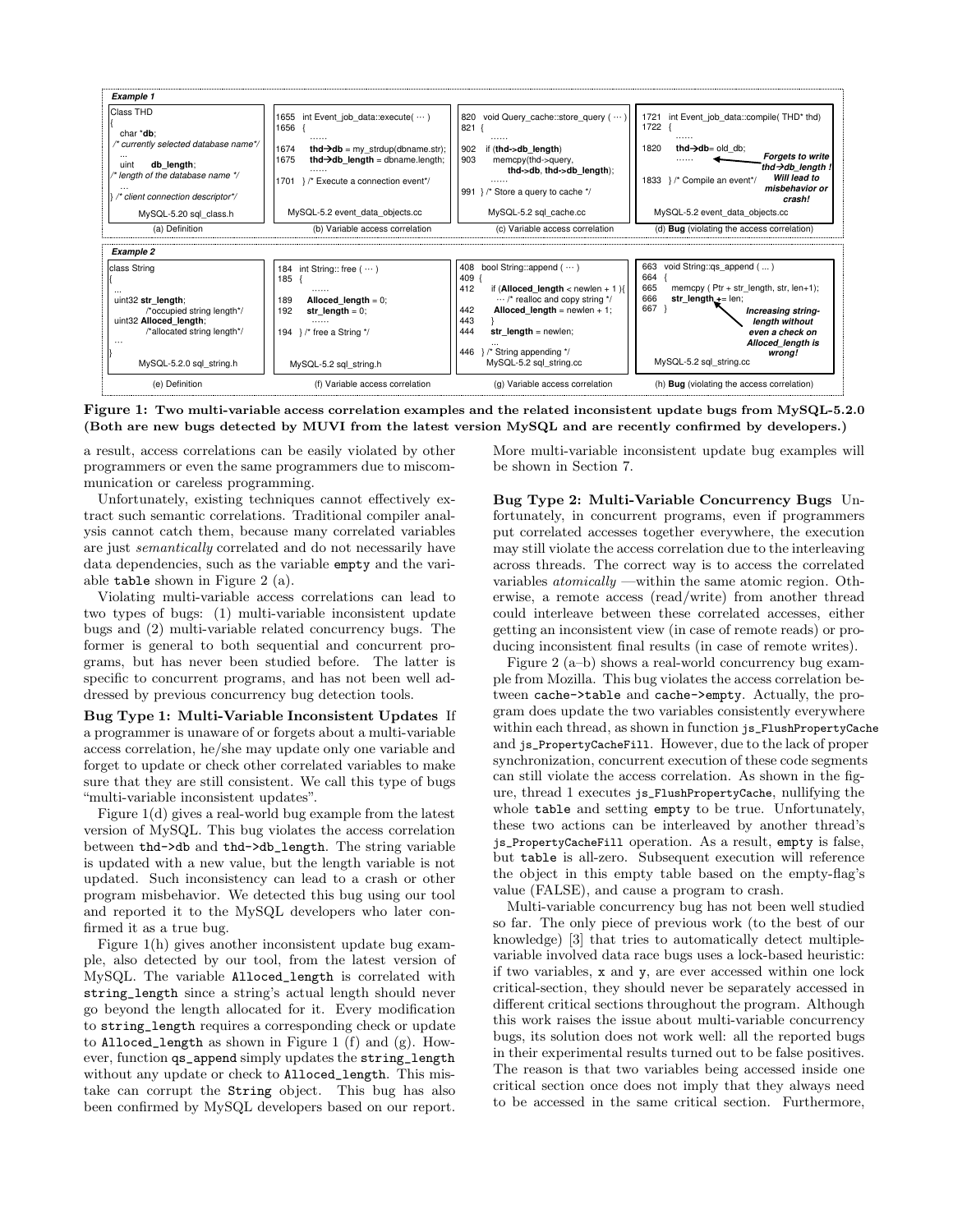**Example 1**

(a) Definition — MySQL-5.20 sql_class.h

```
Class THD
{
  char *db;
/* currently selected database name*/
  ...
  uint    db_length;
/* length of the database name */
  ...
} /* client connection descriptor*/
```

(b) Variable access correlation — MySQL-5.2 event_data_objects.cc

```
1655  int Event_job_data::execute( ··· )
1656  {
        ......
1674      thd->db = my_strdup(dbname.str);
1675      thd->db_length = dbname.length;
        ......
1701  } /* Execute a connection event*/
```

(c) Variable access correlation — MySQL-5.2 sql_cache.cc

```
820  void Query_cache::store_query ( ··· )
821  {
       ......
902    if (thd->db_length)
903      memcpy(thd->query,
             thd->db, thd->db_length);
       ......
991  } /* Store a query to cache */
```

(d) **Bug** (violating the access correlation) — MySQL-5.2 event_data_objects.cc

```
1721  int Event_job_data::compile( THD* thd)
1722  {
        ......
1820      thd->db= old_db;
        ......
1833  } /* Compile an event*/
```

*Forgets to write thd->db_length ! Will lead to misbehavior or crash!*

**Example 2**

(e) Definition — MySQL-5.2.0 sql_string.h

```
class String
{
  ...
  uint32 str_length;
        /*occupied string length*/
  uint32 Alloced_length;
        /*allocated string length*/
  ...
}
```

(f) Variable access correlation — MySQL-5.2 sql_string.h

```
184  int String:: free ( ··· )
185  {
       ......
189    Alloced_length = 0;
192    str_length = 0;
       ......
194  } /* free a String */
```

(g) Variable access correlation — MySQL-5.2 sql_string.cc

```
408  bool String::append ( ··· )
409  {
412    if (Alloced_length < newlen + 1 ){
         ··· /* realloc and copy string */
442      Alloced_length = newlen + 1;
443    }
444    str_length = newlen;
       ...
446  } /* String appending */
```

(h) **Bug** (violating the access correlation) — MySQL-5.2 sql_string.cc

```
663  void String::qs_append ( ... )
664  {
665    memcpy ( Ptr + str_length, str, len+1);
666    str_length += len;
667  }
```

*Increasing string-length without even a check on Alloced_length is wrong!*

**Figure 1: Two multi-variable access correlation examples and the related inconsistent update bugs from MySQL-5.2.0 (Both are new bugs detected by MUVI from the latest version MySQL and are recently confirmed by developers.)**

a result, access correlations can be easily violated by other programmers or even the same programmers due to miscommunication or careless programming.

Unfortunately, existing techniques cannot effectively extract such semantic correlations. Traditional compiler analysis cannot catch them, because many correlated variables are just *semantically* correlated and do not necessarily have data dependencies, such as the variable `empty` and the variable `table` shown in Figure 2 (a).

Violating multi-variable access correlations can lead to two types of bugs: (1) multi-variable inconsistent update bugs and (2) multi-variable related concurrency bugs. The former is general to both sequential and concurrent programs, but has never been studied before. The latter is specific to concurrent programs, and has not been well addressed by previous concurrency bug detection tools.

**Bug Type 1: Multi-Variable Inconsistent Updates** If a programmer is unaware of or forgets about a multi-variable access correlation, he/she may update only one variable and forget to update or check other correlated variables to make sure that they are still consistent. We call this type of bugs "multi-variable inconsistent updates".

Figure 1(d) gives a real-world bug example from the latest version of MySQL. This bug violates the access correlation between `thd->db` and `thd->db_length`. The string variable is updated with a new value, but the length variable is not updated. Such inconsistency can lead to a crash or other program misbehavior. We detected this bug using our tool and reported it to the MySQL developers who later confirmed it as a true bug.

Figure 1(h) gives another inconsistent update bug example, also detected by our tool, from the latest version of MySQL. The variable `Alloced_length` is correlated with `string_length` since a string's actual length should never go beyond the length allocated for it. Every modification to `string_length` requires a corresponding check or update to `Alloced_length` as shown in Figure 1 (f) and (g). However, function `qs_append` simply updates the `string_length` without any update or check to `Alloced_length`. This mistake can corrupt the `String` object. This bug has also been confirmed by MySQL developers based on our report. More multi-variable inconsistent update bug examples will be shown in Section 7.

**Bug Type 2: Multi-Variable Concurrency Bugs** Unfortunately, in concurrent programs, even if programmers put correlated accesses together everywhere, the execution may still violate the access correlation due to the interleaving across threads. The correct way is to access the correlated variables *atomically* —within the same atomic region. Otherwise, a remote access (read/write) from another thread could interleave between these correlated accesses, either getting an inconsistent view (in case of remote reads) or producing inconsistent final results (in case of remote writes).

Figure 2 (a–b) shows a real-world concurrency bug example from Mozilla. This bug violates the access correlation between `cache->table` and `cache->empty`. Actually, the program does update the two variables consistently everywhere within each thread, as shown in function `js_FlushPropertyCache` and `js_PropertyCacheFill`. However, due to the lack of proper synchronization, concurrent execution of these code segments can still violate the access correlation. As shown in the figure, thread 1 executes `js_FlushPropertyCache`, nullifying the whole `table` and setting `empty` to be true. Unfortunately, these two actions can be interleaved by another thread's `js_PropertyCacheFill` operation. As a result, `empty` is false, but `table` is all-zero. Subsequent execution will reference the object in this empty table based on the empty-flag's value (FALSE), and cause a program to crash.

Multi-variable concurrency bug has not been well studied so far. The only piece of previous work (to the best of our knowledge) [3] that tries to automatically detect multiple-variable involved data race bugs uses a lock-based heuristic: if two variables, `x` and `y`, are ever accessed within one lock critical-section, they should never be separately accessed in different critical sections throughout the program. Although this work raises the issue about multi-variable concurrency bugs, its solution does not work well: all the reported bugs in their experimental results turned out to be false positives. The reason is that two variables being accessed inside one critical section once does not imply that they always need to be accessed in the same critical section. Furthermore,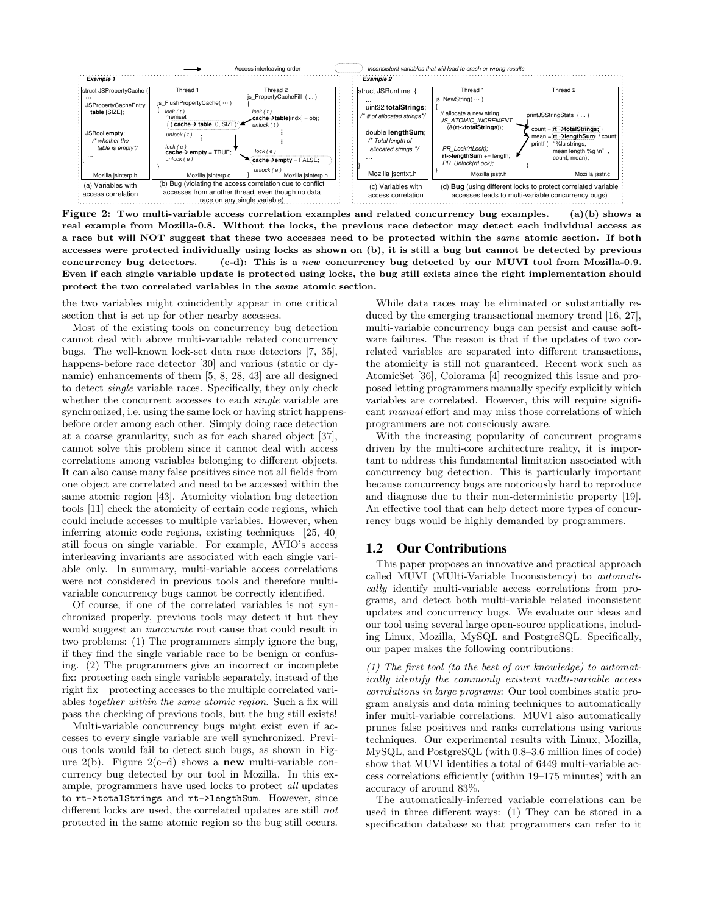Access interleaving order

Inconsistent variables that will lead to crash or wrong results

**Example 1**

```
struct JSPropertyCache {
  ...
  JSPropertyCacheEntry
  table [SIZE];

  JSBool empty;
  /* whether the
     table is empty*/
  ...
}
Mozilla jsinterp.h
```

```
Thread 1                              Thread 2
js_FlushPropertyCache( ··· )          js_PropertyCacheFill ( ... )
{                                     {
  lock ( t )                            lock ( t )
  memset                                cache→table[indx] = obj;
  ( cache→ table, 0, SIZE);             unlock ( t )
  unlock ( t )                          ⋮
  ⋮
  lock ( e )                            lock ( e )
  cache→ empty = TRUE;                  cache→empty = FALSE;
  unlock ( e )                          unlock ( e )
}                                     }
Mozilla jsinterp.c                    Mozilla jsinterp.h
```

(a) Variables with access correlation

(b) Bug (violating the access correlation due to conflict accesses from another thread, even though no data race on any single variable)

**Example 2**

```
struct JSRuntime {
  ...
  uint32 totalStrings;
  /* # of allocated strings*/

  double lengthSum;
  /* Total length of
     allocated strings */
  ...
}
Mozilla jscntxt.h
```

```
Thread 1                              Thread 2
js_NewString( ··· )
{
  // allocate a new string            printJSStringStats ( ... )
  JS_ATOMIC_INCREMENT                 {
  (&(rt->totalStrings));                count = rt →totalStrings;
                                        mean = rt →lengthSum / count;
  PR_Lock(rtLock);                      printf ( "%lu strings,
  rt->lengthSum += length;                  mean length %g \n" ,
  PR_Unlock(rtLock);                        count, mean);
}                                     }
Mozilla jsstr.h                       Mozilla jsstr.c
```

(c) Variables with access correlation

(d) **Bug** (using different locks to protect correlated variable accesses leads to multi-variable concurrency bugs)

**Figure 2: Two multi-variable access correlation examples and related concurrency bug examples. (a)(b) shows a real example from Mozilla-0.8. Without the locks, the previous race detector may detect each individual access as a race but will NOT suggest that these two accesses need to be protected within the *same* atomic section. If both accesses were protected individually using locks as shown on (b), it is still a bug but cannot be detected by previous concurrency bug detectors. (c-d): This is a *new* concurrency bug detected by our MUVI tool from Mozilla-0.9. Even if each single variable update is protected using locks, the bug still exists since the right implementation should protect the two correlated variables in the *same* atomic section.**

the two variables might coincidently appear in one critical section that is set up for other nearby accesses.

Most of the existing tools on concurrency bug detection cannot deal with above multi-variable related concurrency bugs. The well-known lock-set data race detectors [7, 35], happens-before race detector [30] and various (static or dynamic) enhancements of them [5, 8, 28, 43] are all designed to detect *single* variable races. Specifically, they only check whether the concurrent accesses to each *single* variable are synchronized, i.e. using the same lock or having strict happens-before order among each other. Simply doing race detection at a coarse granularity, such as for each shared object [37], cannot solve this problem since it cannot deal with access correlations among variables belonging to different objects. It can also cause many false positives since not all fields from one object are correlated and need to be accessed within the same atomic region [43]. Atomicity violation bug detection tools [11] check the atomicity of certain code regions, which could include accesses to multiple variables. However, when inferring atomic code regions, existing techniques [25, 40] still focus on single variable. For example, AVIO's access interleaving invariants are associated with each single variable only. In summary, multi-variable access correlations were not considered in previous tools and therefore multi-variable concurrency bugs cannot be correctly identified.

Of course, if one of the correlated variables is not synchronized properly, previous tools may detect it but they would suggest an *inaccurate* root cause that could result in two problems: (1) The programmers simply ignore the bug, if they find the single variable race to be benign or confusing. (2) The programmers give an incorrect or incomplete fix: protecting each single variable separately, instead of the right fix—protecting accesses to the multiple correlated variables *together within the same atomic region*. Such a fix will pass the checking of previous tools, but the bug still exists!

Multi-variable concurrency bugs might exist even if accesses to every single variable are well synchronized. Previous tools would fail to detect such bugs, as shown in Figure 2(b). Figure 2(c–d) shows a **new** multi-variable concurrency bug detected by our tool in Mozilla. In this example, programmers have used locks to protect *all* updates to `rt->totalStrings` and `rt->lengthSum`. However, since different locks are used, the correlated updates are still *not* protected in the same atomic region so the bug still occurs.

While data races may be eliminated or substantially reduced by the emerging transactional memory trend [16, 27], multi-variable concurrency bugs can persist and cause software failures. The reason is that if the updates of two correlated variables are separated into different transactions, the atomicity is still not guaranteed. Recent work such as AtomicSet [36], Colorama [4] recognized this issue and proposed letting programmers manually specify explicitly which variables are correlated. However, this will require significant *manual* effort and may miss those correlations of which programmers are not consciously aware.

With the increasing popularity of concurrent programs driven by the multi-core architecture reality, it is important to address this fundamental limitation associated with concurrency bug detection. This is particularly important because concurrency bugs are notoriously hard to reproduce and diagnose due to their non-deterministic property [19]. An effective tool that can help detect more types of concurrency bugs would be highly demanded by programmers.

## 1.2 Our Contributions

This paper proposes an innovative and practical approach called MUVI (MUlti-Variable Inconsistency) to *automatically* identify multi-variable access correlations from programs, and detect both multi-variable related inconsistent updates and concurrency bugs. We evaluate our ideas and our tool using several large open-source applications, including Linux, Mozilla, MySQL and PostgreSQL. Specifically, our paper makes the following contributions:

*(1) The first tool (to the best of our knowledge) to automatically identify the commonly existent multi-variable access correlations in large programs*: Our tool combines static program analysis and data mining techniques to automatically infer multi-variable correlations. MUVI also automatically prunes false positives and ranks correlations using various techniques. Our experimental results with Linux, Mozilla, MySQL, and PostgreSQL (with 0.8–3.6 million lines of code) show that MUVI identifies a total of 6449 multi-variable access correlations efficiently (within 19–175 minutes) with an accuracy of around 83%.

The automatically-inferred variable correlations can be used in three different ways: (1) They can be stored in a specification database so that programmers can refer to it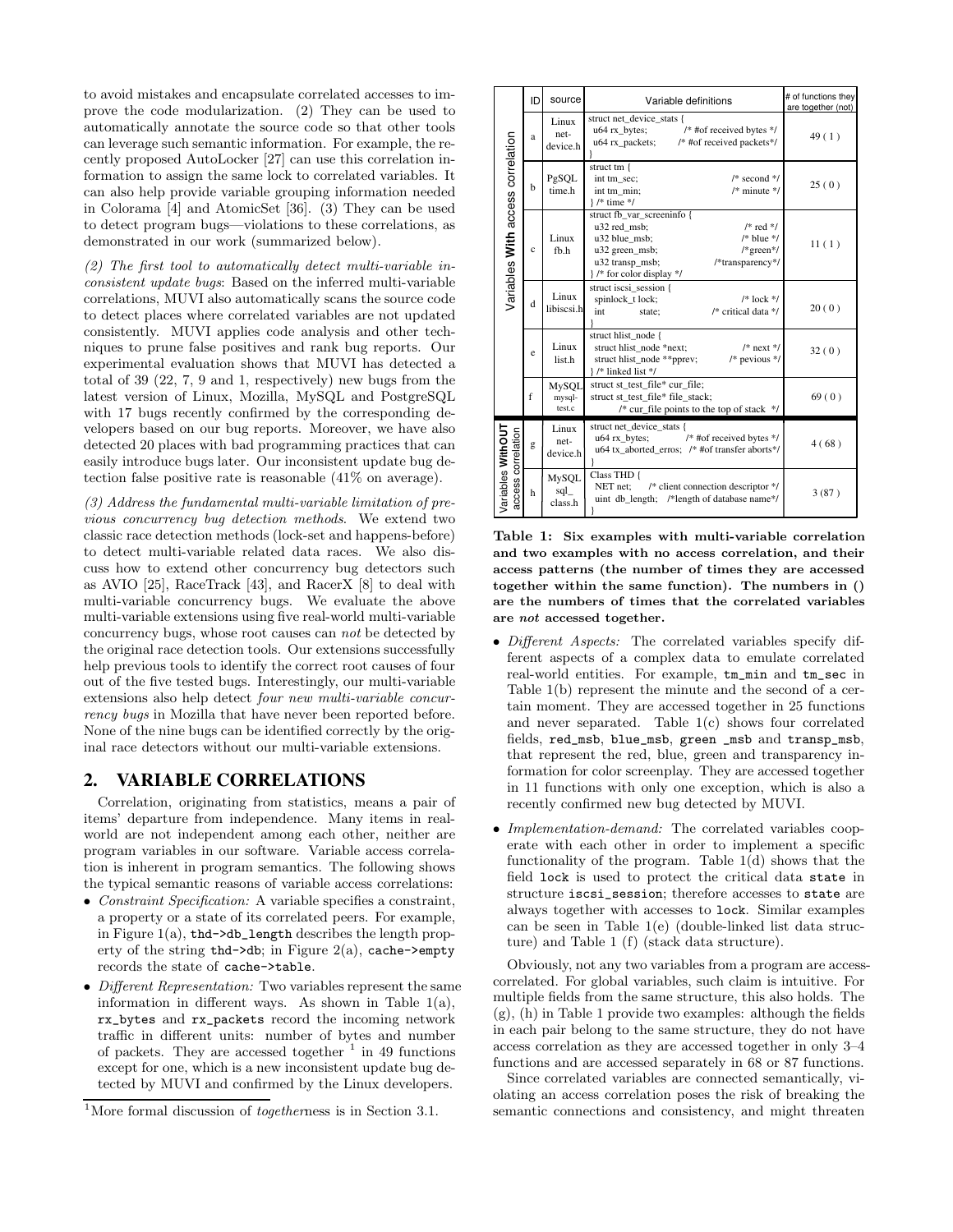to avoid mistakes and encapsulate correlated accesses to improve the code modularization. (2) They can be used to automatically annotate the source code so that other tools can leverage such semantic information. For example, the recently proposed AutoLocker [27] can use this correlation information to assign the same lock to correlated variables. It can also help provide variable grouping information needed in Colorama [4] and AtomicSet [36]. (3) They can be used to detect program bugs—violations to these correlations, as demonstrated in our work (summarized below).

*(2) The first tool to automatically detect multi-variable inconsistent update bugs*: Based on the inferred multi-variable correlations, MUVI also automatically scans the source code to detect places where correlated variables are not updated consistently. MUVI applies code analysis and other techniques to prune false positives and rank bug reports. Our experimental evaluation shows that MUVI has detected a total of 39 (22, 7, 9 and 1, respectively) new bugs from the latest version of Linux, Mozilla, MySQL and PostgreSQL with 17 bugs recently confirmed by the corresponding developers based on our bug reports. Moreover, we have also detected 20 places with bad programming practices that can easily introduce bugs later. Our inconsistent update bug detection false positive rate is reasonable (41% on average).

*(3) Address the fundamental multi-variable limitation of previous concurrency bug detection methods*. We extend two classic race detection methods (lock-set and happens-before) to detect multi-variable related data races. We also discuss how to extend other concurrency bug detectors such as AVIO [25], RaceTrack [43], and RacerX [8] to deal with multi-variable concurrency bugs. We evaluate the above multi-variable extensions using five real-world multi-variable concurrency bugs, whose root causes can *not* be detected by the original race detection tools. Our extensions successfully help previous tools to identify the correct root causes of four out of the five tested bugs. Interestingly, our multi-variable extensions also help detect *four new multi-variable concurrency bugs* in Mozilla that have never been reported before. None of the nine bugs can be identified correctly by the original race detectors without our multi-variable extensions.

## 2. VARIABLE CORRELATIONS

Correlation, originating from statistics, means a pair of items' departure from independence. Many items in real-world are not independent among each other, neither are program variables in our software. Variable access correlation is inherent in program semantics. The following shows the typical semantic reasons of variable access correlations:

- *Constraint Specification:* A variable specifies a constraint, a property or a state of its correlated peers. For example, in Figure 1(a), `thd->db_length` describes the length property of the string `thd->db`; in Figure 2(a), `cache->empty` records the state of `cache->table`.
- *Different Representation:* Two variables represent the same information in different ways. As shown in Table 1(a), `rx_bytes` and `rx_packets` record the incoming network traffic in different units: number of bytes and number of packets. They are accessed together [1] in 49 functions except for one, which is a new inconsistent update bug detected by MUVI and confirmed by the Linux developers.

[1] More formal discussion of *together*ness is in Section 3.1.

| | ID | source | Variable definitions | # of functions they are together (not) |
|---|---|---|---|---|
| Variables **With** access correlation | a | Linux net-device.h | struct net_device_stats { u64 rx_bytes; /* #of received bytes */ u64 rx_packets; /* #of received packets*/ } | 49 ( 1 ) |
| | b | PgSQL time.h | struct tm { int tm_sec; /* second */ int tm_min; /* minute */ } /* time */ | 25 ( 0 ) |
| | c | Linux fb.h | struct fb_var_screeninfo { u32 red_msb; /* red */ u32 blue_msb; /* blue */ u32 green_msb; /*green*/ u32 transp_msb; /*transparency*/ } /* for color display */ | 11 ( 1 ) |
| | d | Linux libiscsi.h | struct iscsi_session { spinlock_t lock; /* lock */ int state; /* critical data */ } | 20 ( 0 ) |
| | e | Linux list.h | struct hlist_node { struct hlist_node *next; /* next */ struct hlist_node **pprev; /* pevious */ } /* linked list */ | 32 ( 0 ) |
| | f | MySQL mysql-test.c | struct st_test_file* cur_file; struct st_test_file* file_stack; /* cur_file points to the top of stack */ | 69 ( 0 ) |
| Variables **WithOUT** access correlation | g | Linux net-device.h | struct net_device_stats { u64 rx_bytes; /* #of received bytes */ u64 tx_aborted_erros; /* #of transfer aborts*/ } | 4 ( 68 ) |
| | h | MySQL sql_class.h | Class THD { NET net; /* client connection descriptor */ uint db_length; /*length of database name*/ } | 3 (87 ) |

**Table 1: Six examples with multi-variable correlation and two examples with no access correlation, and their access patterns (the number of times they are accessed together within the same function). The numbers in () are the numbers of times that the correlated variables are *not* accessed together.**

- *Different Aspects:* The correlated variables specify different aspects of a complex data to emulate correlated real-world entities. For example, `tm_min` and `tm_sec` in Table 1(b) represent the minute and the second of a certain moment. They are accessed together in 25 functions and never separated. Table 1(c) shows four correlated fields, `red_msb`, `blue_msb`, `green _msb` and `transp_msb`, that represent the red, blue, green and transparency information for color screenplay. They are accessed together in 11 functions with only one exception, which is also a recently confirmed new bug detected by MUVI.
- *Implementation-demand:* The correlated variables cooperate with each other in order to implement a specific functionality of the program. Table 1(d) shows that the field `lock` is used to protect the critical data `state` in structure `iscsi_session`; therefore accesses to `state` are always together with accesses to `lock`. Similar examples can be seen in Table 1(e) (double-linked list data structure) and Table 1 (f) (stack data structure).

Obviously, not any two variables from a program are access-correlated. For global variables, such claim is intuitive. For multiple fields from the same structure, this also holds. The (g), (h) in Table 1 provide two examples: although the fields in each pair belong to the same structure, they do not have access correlation as they are accessed together in only 3–4 functions and are accessed separately in 68 or 87 functions.

Since correlated variables are connected semantically, violating an access correlation poses the risk of breaking the semantic connections and consistency, and might threaten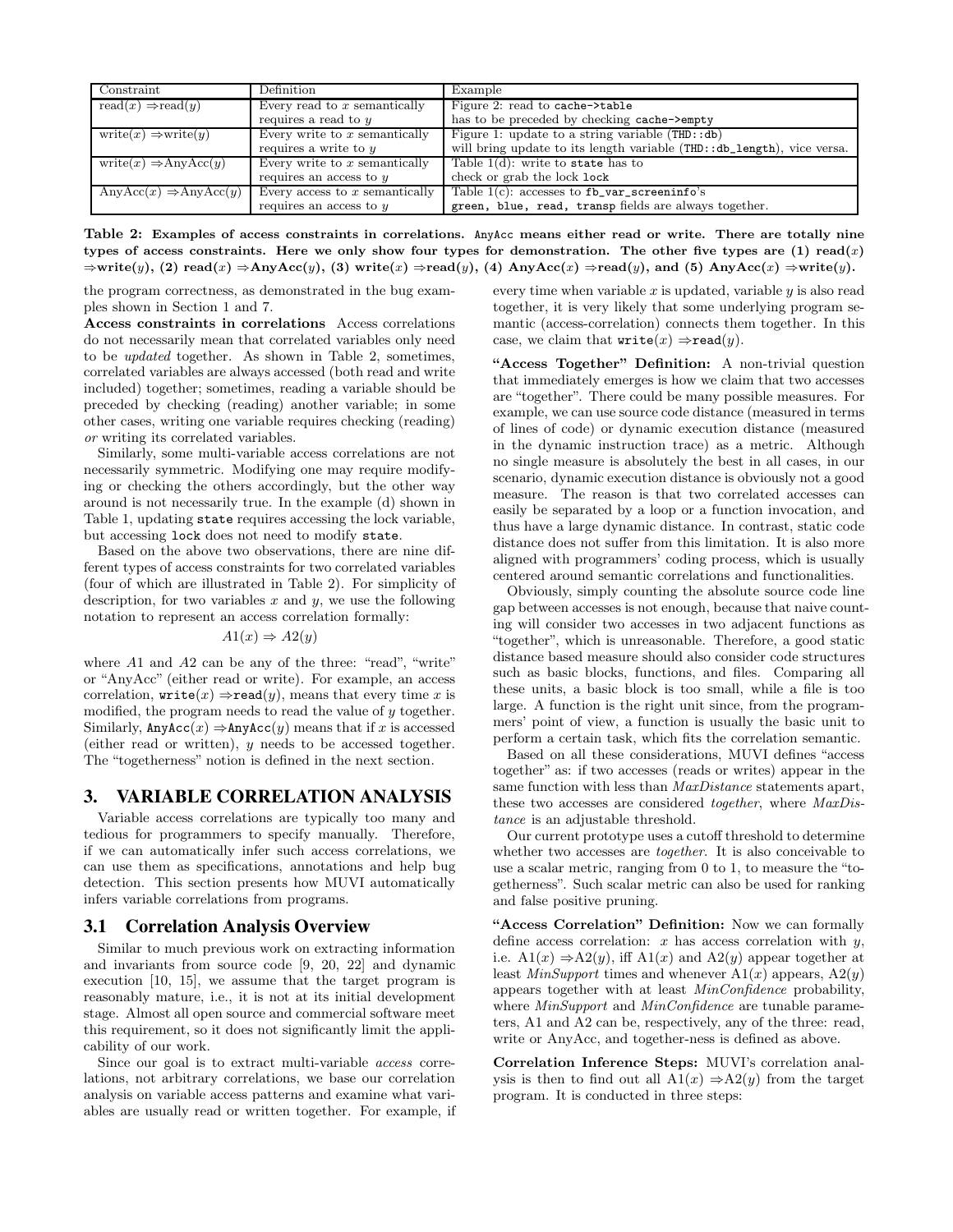| Constraint | Definition | Example |
|---|---|---|
| read($x$) ⇒read($y$) | Every read to $x$ semantically requires a read to $y$ | Figure 2: read to `cache->table` has to be preceded by checking `cache->empty` |
| write($x$) ⇒write($y$) | Every write to $x$ semantically requires a write to $y$ | Figure 1: update to a string variable (`THD::db`) will bring update to its length variable (`THD::db_length`), vice versa. |
| write($x$) ⇒AnyAcc($y$) | Every write to $x$ semantically requires an access to $y$ | Table 1(d): write to `state` has to check or grab the lock `lock` |
| AnyAcc($x$) ⇒AnyAcc($y$) | Every access to $x$ semantically requires an access to $y$ | Table 1(c): accesses to `fb_var_screeninfo`'s `green, blue, read, transp` fields are always together. |

**Table 2: Examples of access constraints in correlations. `AnyAcc` means either read or write. There are totally nine types of access constraints. Here we only show four types for demonstration. The other five types are (1) read($x$) ⇒write($y$), (2) read($x$) ⇒AnyAcc($y$), (3) write($x$) ⇒read($y$), (4) AnyAcc($x$) ⇒read($y$), and (5) AnyAcc($x$) ⇒write($y$).**

the program correctness, as demonstrated in the bug examples shown in Section 1 and 7.

**Access constraints in correlations** Access correlations do not necessarily mean that correlated variables only need to be *updated* together. As shown in Table 2, sometimes, correlated variables are always accessed (both read and write included) together; sometimes, reading a variable should be preceded by checking (reading) another variable; in some other cases, writing one variable requires checking (reading) *or* writing its correlated variables.

Similarly, some multi-variable access correlations are not necessarily symmetric. Modifying one may require modifying or checking the others accordingly, but the other way around is not necessarily true. In the example (d) shown in Table 1, updating `state` requires accessing the lock variable, but accessing `lock` does not need to modify `state`.

Based on the above two observations, there are nine different types of access constraints for two correlated variables (four of which are illustrated in Table 2). For simplicity of description, for two variables $x$ and $y$, we use the following notation to represent an access correlation formally:

$$A1(x) \Rightarrow A2(y)$$

where $A1$ and $A2$ can be any of the three: "read", "write" or "AnyAcc" (either read or write). For example, an access correlation, `write`($x$) ⇒`read`($y$), means that every time $x$ is modified, the program needs to read the value of $y$ together. Similarly, `AnyAcc`($x$) ⇒`AnyAcc`($y$) means that if $x$ is accessed (either read or written), $y$ needs to be accessed together. The "togetherness" notion is defined in the next section.

## 3. VARIABLE CORRELATION ANALYSIS

Variable access correlations are typically too many and tedious for programmers to specify manually. Therefore, if we can automatically infer such access correlations, we can use them as specifications, annotations and help bug detection. This section presents how MUVI automatically infers variable correlations from programs.

### 3.1 Correlation Analysis Overview

Similar to much previous work on extracting information and invariants from source code [9, 20, 22] and dynamic execution [10, 15], we assume that the target program is reasonably mature, i.e., it is not at its initial development stage. Almost all open source and commercial software meet this requirement, so it does not significantly limit the applicability of our work.

Since our goal is to extract multi-variable *access* correlations, not arbitrary correlations, we base our correlation analysis on variable access patterns and examine what variables are usually read or written together. For example, if every time when variable $x$ is updated, variable $y$ is also read together, it is very likely that some underlying program semantic (access-correlation) connects them together. In this case, we claim that `write`($x$) ⇒`read`($y$).

**"Access Together" Definition:** A non-trivial question that immediately emerges is how we claim that two accesses are "together". There could be many possible measures. For example, we can use source code distance (measured in terms of lines of code) or dynamic execution distance (measured in the dynamic instruction trace) as a metric. Although no single measure is absolutely the best in all cases, in our scenario, dynamic execution distance is obviously not a good measure. The reason is that two correlated accesses can easily be separated by a loop or a function invocation, and thus have a large dynamic distance. In contrast, static code distance does not suffer from this limitation. It is also more aligned with programmers' coding process, which is usually centered around semantic correlations and functionalities.

Obviously, simply counting the absolute source code line gap between accesses is not enough, because that naive counting will consider two accesses in two adjacent functions as "together", which is unreasonable. Therefore, a good static distance based measure should also consider code structures such as basic blocks, functions, and files. Comparing all these units, a basic block is too small, while a file is too large. A function is the right unit since, from the programmers' point of view, a function is usually the basic unit to perform a certain task, which fits the correlation semantic.

Based on all these considerations, MUVI defines "access together" as: if two accesses (reads or writes) appear in the same function with less than *MaxDistance* statements apart, these two accesses are considered *together*, where *MaxDistance* is an adjustable threshold.

Our current prototype uses a cutoff threshold to determine whether two accesses are *together*. It is also conceivable to use a scalar metric, ranging from 0 to 1, to measure the "togetherness". Such scalar metric can also be used for ranking and false positive pruning.

**"Access Correlation" Definition:** Now we can formally define access correlation: $x$ has access correlation with $y$, i.e. A1($x$) ⇒A2($y$), iff A1($x$) and A2($y$) appear together at least *MinSupport* times and whenever A1($x$) appears, A2($y$) appears together with at least *MinConfidence* probability, where *MinSupport* and *MinConfidence* are tunable parameters, A1 and A2 can be, respectively, any of the three: read, write or AnyAcc, and together-ness is defined as above.

**Correlation Inference Steps:** MUVI's correlation analysis is then to find out all A1($x$) ⇒A2($y$) from the target program. It is conducted in three steps: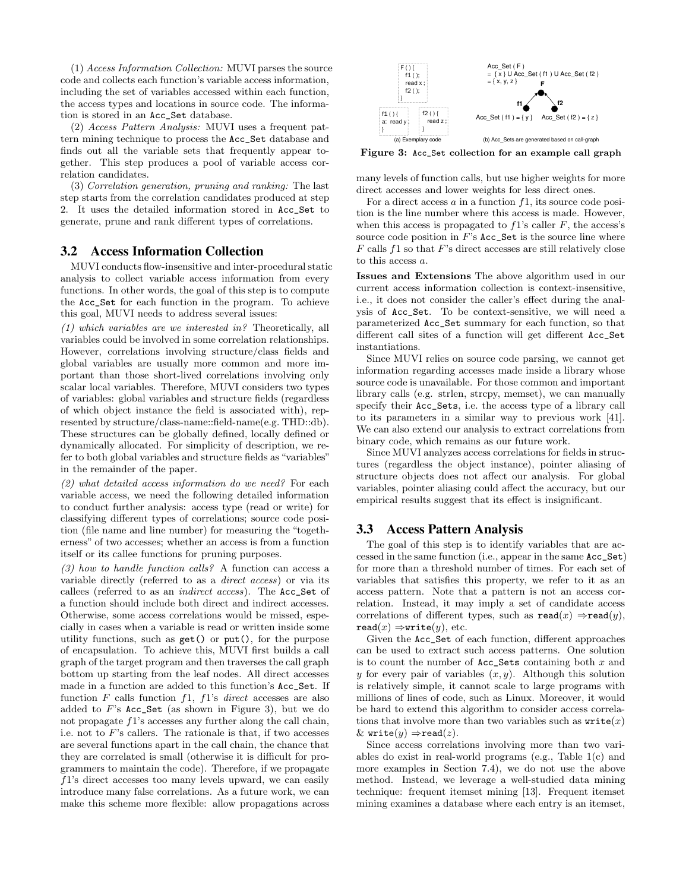(1) *Access Information Collection:* MUVI parses the source code and collects each function's variable access information, including the set of variables accessed within each function, the access types and locations in source code. The information is stored in an `Acc_Set` database.

(2) *Access Pattern Analysis:* MUVI uses a frequent pattern mining technique to process the `Acc_Set` database and finds out all the variable sets that frequently appear together. This step produces a pool of variable access correlation candidates.

(3) *Correlation generation, pruning and ranking:* The last step starts from the correlation candidates produced at step 2. It uses the detailed information stored in `Acc_Set` to generate, prune and rank different types of correlations.

## 3.2 Access Information Collection

MUVI conducts flow-insensitive and inter-procedural static analysis to collect variable access information from every functions. In other words, the goal of this step is to compute the `Acc_Set` for each function in the program. To achieve this goal, MUVI needs to address several issues:

*(1) which variables are we interested in?* Theoretically, all variables could be involved in some correlation relationships. However, correlations involving structure/class fields and global variables are usually more common and more important than those short-lived correlations involving only scalar local variables. Therefore, MUVI considers two types of variables: global variables and structure fields (regardless of which object instance the field is associated with), represented by structure/class-name::field-name(e.g. THD::db). These structures can be globally defined, locally defined or dynamically allocated. For simplicity of description, we refer to both global variables and structure fields as "variables" in the remainder of the paper.

*(2) what detailed access information do we need?* For each variable access, we need the following detailed information to conduct further analysis: access type (read or write) for classifying different types of correlations; source code position (file name and line number) for measuring the "togetherness" of two accesses; whether an access is from a function itself or its callee functions for pruning purposes.

*(3) how to handle function calls?* A function can access a variable directly (referred to as a *direct access*) or via its callees (referred to as an *indirect access*). The `Acc_Set` of a function should include both direct and indirect accesses. Otherwise, some access correlations would be missed, especially in cases when a variable is read or written inside some utility functions, such as `get()` or `put()`, for the purpose of encapsulation. To achieve this, MUVI first builds a call graph of the target program and then traverses the call graph bottom up starting from the leaf nodes. All direct accesses made in a function are added to this function's `Acc_Set`. If function $F$ calls function $f1$, $f1$'s *direct* accesses are also added to $F$'s `Acc_Set` (as shown in Figure 3), but we do not propagate $f1$'s accesses any further along the call chain, i.e. not to $F$'s callers. The rationale is that, if two accesses are several functions apart in the call chain, the chance that they are correlated is small (otherwise it is difficult for programmers to maintain the code). Therefore, if we propagate $f1$'s direct accesses too many levels upward, we can easily introduce many false correlations. As a future work, we can make this scheme more flexible: allow propagations across

```
F ( ) {
  f1 ( );
  read x ;
  f2 ( );
}

f1 ( ) {            f2 ( ) {
a:  read y ;          read z ;
}                   }
```

(a) Exemplary code

Acc_Set ( F )
= { x } U Acc_Set ( f1 ) U Acc_Set ( f2 )
= { x, y, z }

F

f1

f2

Acc_Set ( f1 ) = { y }

Acc_Set ( f2 ) = { z }

(b) Acc_Sets are generated based on call-graph

**Figure 3:** `Acc_Set` **collection for an example call graph**

many levels of function calls, but use higher weights for more direct accesses and lower weights for less direct ones.

For a direct access $a$ in a function $f1$, its source code position is the line number where this access is made. However, when this access is propagated to $f1$'s caller $F$, the access's source code position in $F$'s `Acc_Set` is the source line where $F$ calls $f1$ so that $F$'s direct accesses are still relatively close to this access $a$.

**Issues and Extensions** The above algorithm used in our current access information collection is context-insensitive, i.e., it does not consider the caller's effect during the analysis of `Acc_Set`. To be context-sensitive, we will need a parameterized `Acc_Set` summary for each function, so that different call sites of a function will get different `Acc_Set` instantiations.

Since MUVI relies on source code parsing, we cannot get information regarding accesses made inside a library whose source code is unavailable. For those common and important library calls (e.g. strlen, strcpy, memset), we can manually specify their `Acc_Sets`, i.e. the access type of a library call to its parameters in a similar way to previous work [41]. We can also extend our analysis to extract correlations from binary code, which remains as our future work.

Since MUVI analyzes access correlations for fields in structures (regardless the object instance), pointer aliasing of structure objects does not affect our analysis. For global variables, pointer aliasing could affect the accuracy, but our empirical results suggest that its effect is insignificant.

## 3.3 Access Pattern Analysis

The goal of this step is to identify variables that are accessed in the same function (i.e., appear in the same `Acc_Set`) for more than a threshold number of times. For each set of variables that satisfies this property, we refer to it as an access pattern. Note that a pattern is not an access correlation. Instead, it may imply a set of candidate access correlations of different types, such as `read`$(x)$ $\Rightarrow$`read`$(y)$, `read`$(x)$ $\Rightarrow$`write`$(y)$, etc.

Given the `Acc_Set` of each function, different approaches can be used to extract such access patterns. One solution is to count the number of `Acc_Sets` containing both $x$ and $y$ for every pair of variables $(x, y)$. Although this solution is relatively simple, it cannot scale to large programs with millions of lines of code, such as Linux. Moreover, it would be hard to extend this algorithm to consider access correlations that involve more than two variables such as `write`$(x)$ & `write`$(y)$ $\Rightarrow$`read`$(z)$.

Since access correlations involving more than two variables do exist in real-world programs (e.g., Table 1(c) and more examples in Section 7.4), we do not use the above method. Instead, we leverage a well-studied data mining technique: frequent itemset mining [13]. Frequent itemset mining examines a database where each entry is an itemset,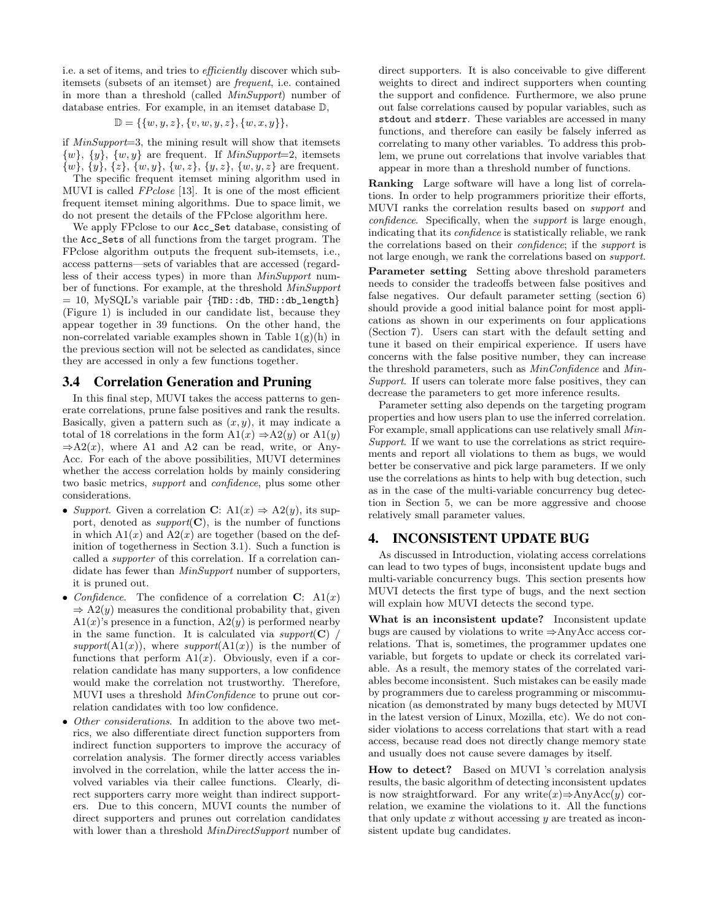i.e. a set of items, and tries to *efficiently* discover which sub-itemsets (subsets of an itemset) are *frequent*, i.e. contained in more than a threshold (called *MinSupport*) number of database entries. For example, in an itemset database $\mathbb{D}$,

$$\mathbb{D} = \{\{w, y, z\}, \{v, w, y, z\}, \{w, x, y\}\},$$

if *MinSupport*=3, the mining result will show that itemsets $\{w\}$, $\{y\}$, $\{w, y\}$ are frequent. If *MinSupport*=2, itemsets $\{w\}$, $\{y\}$, $\{z\}$, $\{w, y\}$, $\{w, z\}$, $\{y, z\}$, $\{w, y, z\}$ are frequent.

The specific frequent itemset mining algorithm used in MUVI is called *FPclose* [13]. It is one of the most efficient frequent itemset mining algorithms. Due to space limit, we do not present the details of the FPclose algorithm here.

We apply FPclose to our `Acc_Set` database, consisting of the `Acc_Sets` of all functions from the target program. The FPclose algorithm outputs the frequent sub-itemsets, i.e., access patterns—sets of variables that are accessed (regardless of their access types) in more than *MinSupport* number of functions. For example, at the threshold *MinSupport* = 10, MySQL's variable pair {`THD::db`, `THD::db_length`} (Figure 1) is included in our candidate list, because they appear together in 39 functions. On the other hand, the non-correlated variable examples shown in Table 1(g)(h) in the previous section will not be selected as candidates, since they are accessed in only a few functions together.

### 3.4 Correlation Generation and Pruning

In this final step, MUVI takes the access patterns to generate correlations, prune false positives and rank the results. Basically, given a pattern such as $(x, y)$, it may indicate a total of 18 correlations in the form $\text{A1}(x) \Rightarrow \text{A2}(y)$ or $\text{A1}(y) \Rightarrow \text{A2}(x)$, where A1 and A2 can be read, write, or AnyAcc. For each of the above possibilities, MUVI determines whether the access correlation holds by mainly considering two basic metrics, *support* and *confidence*, plus some other considerations.

- *Support*. Given a correlation **C**: $\text{A1}(x) \Rightarrow \text{A2}(y)$, its support, denoted as *support*(**C**), is the number of functions in which $\text{A1}(x)$ and $\text{A2}(x)$ are together (based on the definition of togetherness in Section 3.1). Such a function is called a *supporter* of this correlation. If a correlation candidate has fewer than *MinSupport* number of supporters, it is pruned out.
- *Confidence*. The confidence of a correlation **C**: $\text{A1}(x) \Rightarrow \text{A2}(y)$ measures the conditional probability that, given $\text{A1}(x)$'s presence in a function, $\text{A2}(y)$ is performed nearby in the same function. It is calculated via *support*(**C**) / *support*($\text{A1}(x)$), where *support*($\text{A1}(x)$) is the number of functions that perform $\text{A1}(x)$. Obviously, even if a correlation candidate has many supporters, a low confidence would make the correlation not trustworthy. Therefore, MUVI uses a threshold *MinConfidence* to prune out correlation candidates with too low confidence.
- *Other considerations*. In addition to the above two metrics, we also differentiate direct function supporters from indirect function supporters to improve the accuracy of correlation analysis. The former directly access variables involved in the correlation, while the latter access the involved variables via their callee functions. Clearly, direct supporters carry more weight than indirect supporters. Due to this concern, MUVI counts the number of direct supporters and prunes out correlation candidates with lower than a threshold *MinDirectSupport* number of direct supporters. It is also conceivable to give different weights to direct and indirect supporters when counting the support and confidence. Furthermore, we also prune out false correlations caused by popular variables, such as `stdout` and `stderr`. These variables are accessed in many functions, and therefore can easily be falsely inferred as correlating to many other variables. To address this problem, we prune out correlations that involve variables that appear in more than a threshold number of functions.

**Ranking** Large software will have a long list of correlations. In order to help programmers prioritize their efforts, MUVI ranks the correlation results based on *support* and *confidence*. Specifically, when the *support* is large enough, indicating that its *confidence* is statistically reliable, we rank the correlations based on their *confidence*; if the *support* is not large enough, we rank the correlations based on *support*.

**Parameter setting** Setting above threshold parameters needs to consider the tradeoffs between false positives and false negatives. Our default parameter setting (section 6) should provide a good initial balance point for most applications as shown in our experiments on four applications (Section 7). Users can start with the default setting and tune it based on their empirical experience. If users have concerns with the false positive number, they can increase the threshold parameters, such as *MinConfidence* and *MinSupport*. If users can tolerate more false positives, they can decrease the parameters to get more inference results.

Parameter setting also depends on the targeting program properties and how users plan to use the inferred correlation. For example, small applications can use relatively small *MinSupport*. If we want to use the correlations as strict requirements and report all violations to them as bugs, we would better be conservative and pick large parameters. If we only use the correlations as hints to help with bug detection, such as in the case of the multi-variable concurrency bug detection in Section 5, we can be more aggressive and choose relatively small parameter values.

## 4. INCONSISTENT UPDATE BUG

As discussed in Introduction, violating access correlations can lead to two types of bugs, inconsistent update bugs and multi-variable concurrency bugs. This section presents how MUVI detects the first type of bugs, and the next section will explain how MUVI detects the second type.

**What is an inconsistent update?** Inconsistent update bugs are caused by violations to write $\Rightarrow$AnyAcc access correlations. That is, sometimes, the programmer updates one variable, but forgets to update or check its correlated variable. As a result, the memory states of the correlated variables become inconsistent. Such mistakes can be easily made by programmers due to careless programming or miscommunication (as demonstrated by many bugs detected by MUVI in the latest version of Linux, Mozilla, etc). We do not consider violations to access correlations that start with a read access, because read does not directly change memory state and usually does not cause severe damages by itself.

**How to detect?** Based on MUVI 's correlation analysis results, the basic algorithm of detecting inconsistent updates is now straightforward. For any $\text{write}(x) \Rightarrow \text{AnyAcc}(y)$ correlation, we examine the violations to it. All the functions that only update $x$ without accessing $y$ are treated as inconsistent update bug candidates.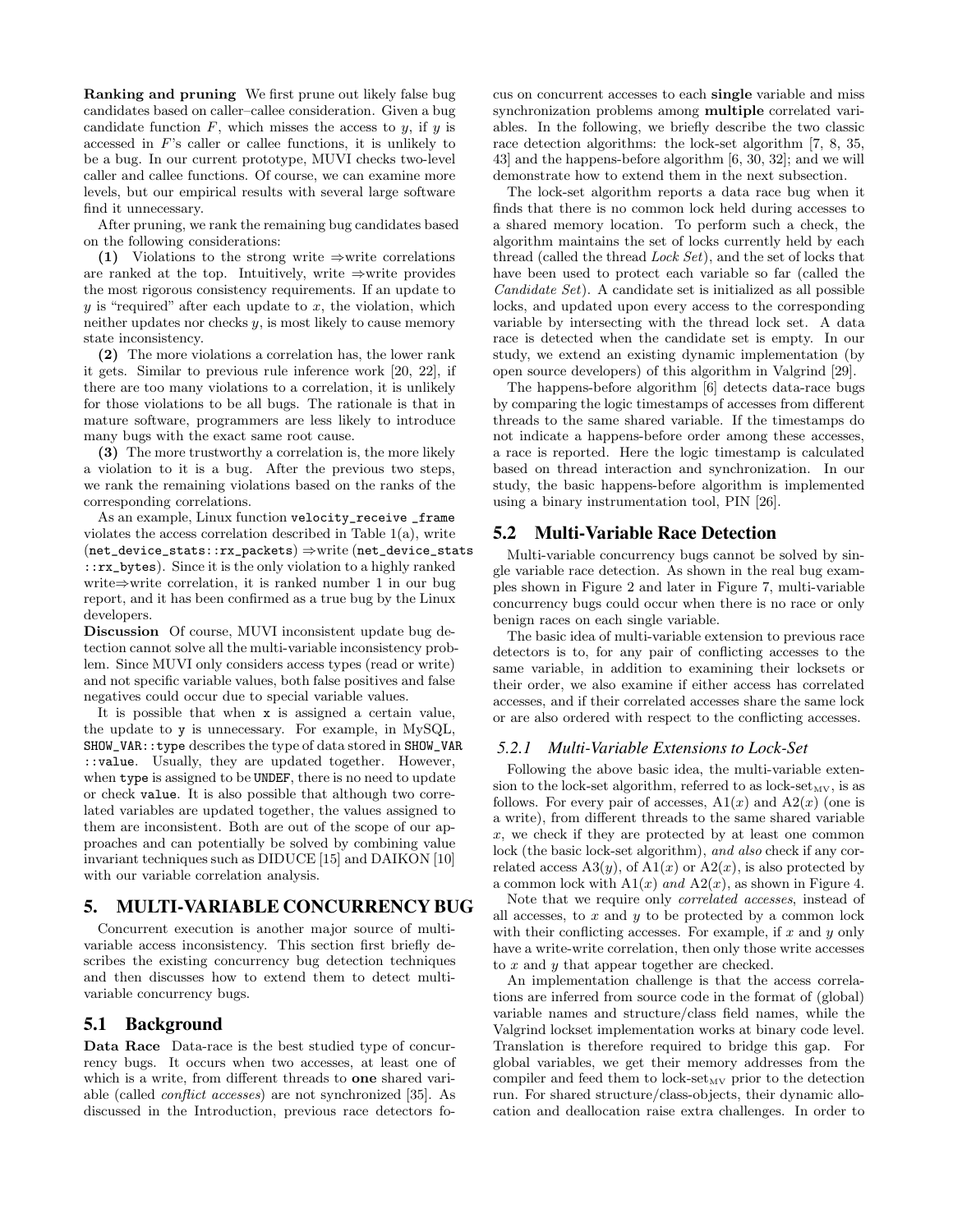**Ranking and pruning** We first prune out likely false bug candidates based on caller–callee consideration. Given a bug candidate function $F$, which misses the access to $y$, if $y$ is accessed in $F$'s caller or callee functions, it is unlikely to be a bug. In our current prototype, MUVI checks two-level caller and callee functions. Of course, we can examine more levels, but our empirical results with several large software find it unnecessary.

After pruning, we rank the remaining bug candidates based on the following considerations:

**(1)** Violations to the strong write $\Rightarrow$write correlations are ranked at the top. Intuitively, write $\Rightarrow$write provides the most rigorous consistency requirements. If an update to $y$ is "required" after each update to $x$, the violation, which neither updates nor checks $y$, is most likely to cause memory state inconsistency.

**(2)** The more violations a correlation has, the lower rank it gets. Similar to previous rule inference work [20, 22], if there are too many violations to a correlation, it is unlikely for those violations to be all bugs. The rationale is that in mature software, programmers are less likely to introduce many bugs with the exact same root cause.

**(3)** The more trustworthy a correlation is, the more likely a violation to it is a bug. After the previous two steps, we rank the remaining violations based on the ranks of the corresponding correlations.

As an example, Linux function `velocity_receive _frame` violates the access correlation described in Table 1(a), write (`net_device_stats::rx_packets`) $\Rightarrow$write (`net_device_stats ::rx_bytes`). Since it is the only violation to a highly ranked write$\Rightarrow$write correlation, it is ranked number 1 in our bug report, and it has been confirmed as a true bug by the Linux developers.

**Discussion** Of course, MUVI inconsistent update bug detection cannot solve all the multi-variable inconsistency problem. Since MUVI only considers access types (read or write) and not specific variable values, both false positives and false negatives could occur due to special variable values.

It is possible that when `x` is assigned a certain value, the update to `y` is unnecessary. For example, in MySQL, `SHOW_VAR::type` describes the type of data stored in `SHOW_VAR ::value`. Usually, they are updated together. However, when `type` is assigned to be `UNDEF`, there is no need to update or check `value`. It is also possible that although two correlated variables are updated together, the values assigned to them are inconsistent. Both are out of the scope of our approaches and can potentially be solved by combining value invariant techniques such as DIDUCE [15] and DAIKON [10] with our variable correlation analysis.

## 5. MULTI-VARIABLE CONCURRENCY BUG

Concurrent execution is another major source of multi-variable access inconsistency. This section first briefly describes the existing concurrency bug detection techniques and then discusses how to extend them to detect multi-variable concurrency bugs.

### 5.1 Background

**Data Race** Data-race is the best studied type of concurrency bugs. It occurs when two accesses, at least one of which is a write, from different threads to **one** shared variable (called *conflict accesses*) are not synchronized [35]. As discussed in the Introduction, previous race detectors focus on concurrent accesses to each **single** variable and miss synchronization problems among **multiple** correlated variables. In the following, we briefly describe the two classic race detection algorithms: the lock-set algorithm [7, 8, 35, 43] and the happens-before algorithm [6, 30, 32]; and we will demonstrate how to extend them in the next subsection.

The lock-set algorithm reports a data race bug when it finds that there is no common lock held during accesses to a shared memory location. To perform such a check, the algorithm maintains the set of locks currently held by each thread (called the thread *Lock Set*), and the set of locks that have been used to protect each variable so far (called the *Candidate Set*). A candidate set is initialized as all possible locks, and updated upon every access to the corresponding variable by intersecting with the thread lock set. A data race is detected when the candidate set is empty. In our study, we extend an existing dynamic implementation (by open source developers) of this algorithm in Valgrind [29].

The happens-before algorithm [6] detects data-race bugs by comparing the logic timestamps of accesses from different threads to the same shared variable. If the timestamps do not indicate a happens-before order among these accesses, a race is reported. Here the logic timestamp is calculated based on thread interaction and synchronization. In our study, the basic happens-before algorithm is implemented using a binary instrumentation tool, PIN [26].

### 5.2 Multi-Variable Race Detection

Multi-variable concurrency bugs cannot be solved by single variable race detection. As shown in the real bug examples shown in Figure 2 and later in Figure 7, multi-variable concurrency bugs could occur when there is no race or only benign races on each single variable.

The basic idea of multi-variable extension to previous race detectors is to, for any pair of conflicting accesses to the same variable, in addition to examining their locksets or their order, we also examine if either access has correlated accesses, and if their correlated accesses share the same lock or are also ordered with respect to the conflicting accesses.

#### 5.2.1 Multi-Variable Extensions to Lock-Set

Following the above basic idea, the multi-variable extension to the lock-set algorithm, referred to as lock-set$_{\mathrm{MV}}$, is as follows. For every pair of accesses, A1($x$) and A2($x$) (one is a write), from different threads to the same shared variable $x$, we check if they are protected by at least one common lock (the basic lock-set algorithm), *and also* check if any correlated access A3($y$), of A1($x$) or A2($x$), is also protected by a common lock with A1($x$) *and* A2($x$), as shown in Figure 4.

Note that we require only *correlated accesses*, instead of all accesses, to $x$ and $y$ to be protected by a common lock with their conflicting accesses. For example, if $x$ and $y$ only have a write-write correlation, then only those write accesses to $x$ and $y$ that appear together are checked.

An implementation challenge is that the access correlations are inferred from source code in the format of (global) variable names and structure/class field names, while the Valgrind lockset implementation works at binary code level. Translation is therefore required to bridge this gap. For global variables, we get their memory addresses from the compiler and feed them to lock-set$_{\mathrm{MV}}$ prior to the detection run. For shared structure/class-objects, their dynamic allocation and deallocation raise extra challenges. In order to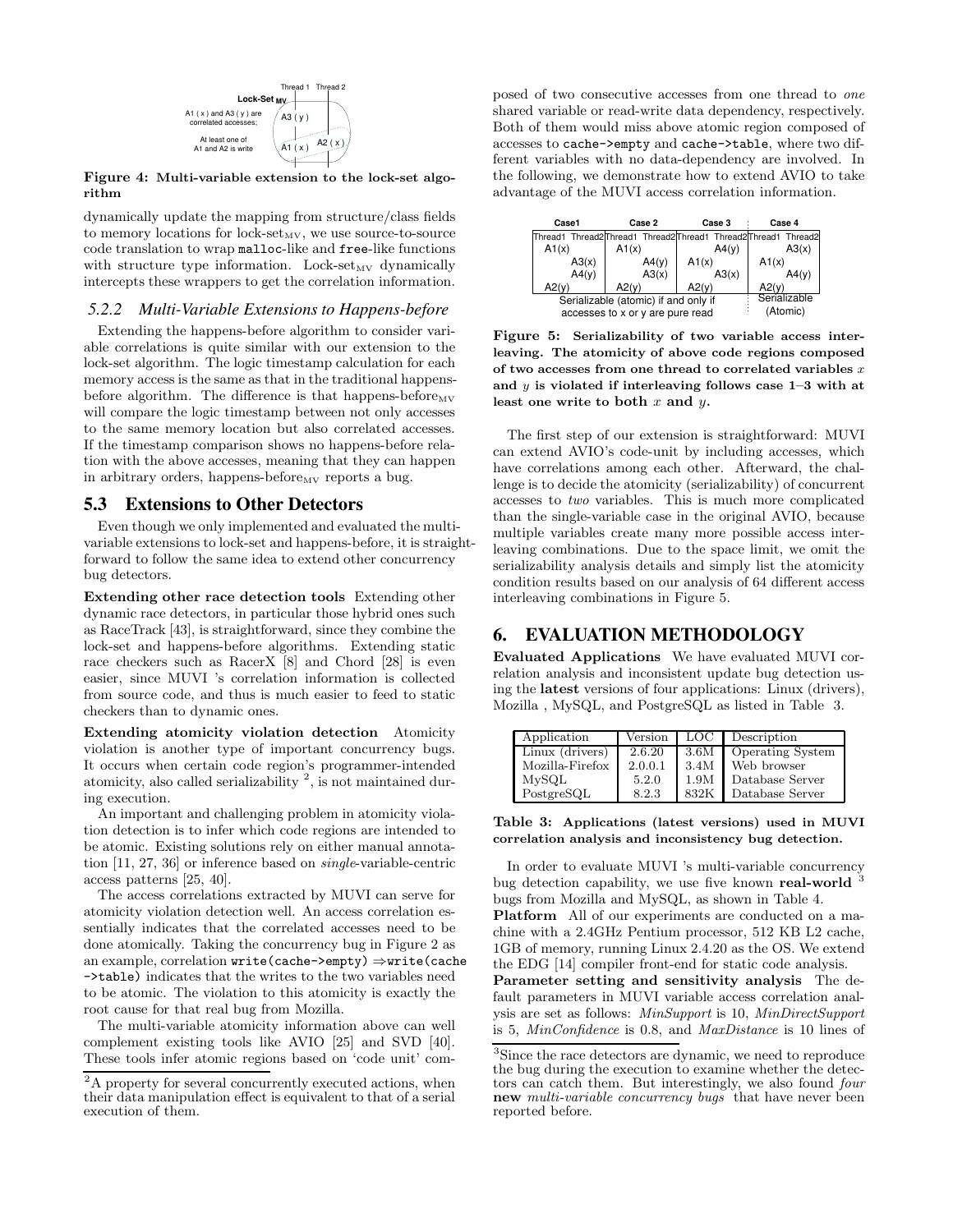Lock-Set $_{MV}$

Thread 1 Thread 2

A1 ( x ) and A3 ( y ) are correlated accesses;

At least one of A1 and A2 is write

A3 ( y )

A1 ( x )

A2 ( x )

**Figure 4: Multi-variable extension to the lock-set algorithm**

dynamically update the mapping from structure/class fields to memory locations for lock-set$_{\text{MV}}$, we use source-to-source code translation to wrap `malloc`-like and `free`-like functions with structure type information. Lock-set$_{\text{MV}}$ dynamically intercepts these wrappers to get the correlation information.

### *5.2.2 Multi-Variable Extensions to Happens-before*

Extending the happens-before algorithm to consider variable correlations is quite similar with our extension to the lock-set algorithm. The logic timestamp calculation for each memory access is the same as that in the traditional happens-before algorithm. The difference is that happens-before$_{\text{MV}}$ will compare the logic timestamp between not only accesses to the same memory location but also correlated accesses. If the timestamp comparison shows no happens-before relation with the above accesses, meaning that they can happen in arbitrary orders, happens-before$_{\text{MV}}$ reports a bug.

## 5.3 Extensions to Other Detectors

Even though we only implemented and evaluated the multi-variable extensions to lock-set and happens-before, it is straightforward to follow the same idea to extend other concurrency bug detectors.

**Extending other race detection tools** Extending other dynamic race detectors, in particular those hybrid ones such as RaceTrack [43], is straightforward, since they combine the lock-set and happens-before algorithms. Extending static race checkers such as RacerX [8] and Chord [28] is even easier, since MUVI 's correlation information is collected from source code, and thus is much easier to feed to static checkers than to dynamic ones.

**Extending atomicity violation detection** Atomicity violation is another type of important concurrency bugs. It occurs when certain code region's programmer-intended atomicity, also called serializability [2], is not maintained during execution.

An important and challenging problem in atomicity violation detection is to infer which code regions are intended to be atomic. Existing solutions rely on either manual annotation [11, 27, 36] or inference based on *single*-variable-centric access patterns [25, 40].

The access correlations extracted by MUVI can serve for atomicity violation detection well. An access correlation essentially indicates that the correlated accesses need to be done atomically. Taking the concurrency bug in Figure 2 as an example, correlation `write(cache->empty)` ⇒`write(cache->table)` indicates that the writes to the two variables need to be atomic. The violation to this atomicity is exactly the root cause for that real bug from Mozilla.

The multi-variable atomicity information above can well complement existing tools like AVIO [25] and SVD [40]. These tools infer atomic regions based on 'code unit' composed of two consecutive accesses from one thread to *one* shared variable or read-write data dependency, respectively. Both of them would miss above atomic region composed of accesses to `cache->empty` and `cache->table`, where two different variables with no data-dependency are involved. In the following, we demonstrate how to extend AVIO to take advantage of the MUVI access correlation information.

| Case1 | | Case 2 | | Case 3 | | Case 4 | |
|---|---|---|---|---|---|---|---|
| Thread1 | Thread2 | Thread1 | Thread2 | Thread1 | Thread2 | Thread1 | Thread2 |
| A1(x) | | A1(x) | | | A4(y) | | A3(x) |
| | A3(x) | | A4(y) | A1(x) | | A1(x) | |
| | A4(y) | | A3(x) | | A3(x) | | A4(y) |
| A2(y) | | A2(y) | | A2(y) | | A2(y) | |
| Serializable (atomic) if and only if accesses to x or y are pure read | | | | | | Serializable (Atomic) | |

**Figure 5: Serializability of two variable access interleaving. The atomicity of above code regions composed of two accesses from one thread to correlated variables $x$ and $y$ is violated if interleaving follows case 1–3 with at least one write to both $x$ and $y$.**

The first step of our extension is straightforward: MUVI can extend AVIO's code-unit by including accesses, which have correlations among each other. Afterward, the challenge is to decide the atomicity (serializability) of concurrent accesses to *two* variables. This is much more complicated than the single-variable case in the original AVIO, because multiple variables create many more possible access interleaving combinations. Due to the space limit, we omit the serializability analysis details and simply list the atomicity condition results based on our analysis of 64 different access interleaving combinations in Figure 5.

# 6. EVALUATION METHODOLOGY

**Evaluated Applications** We have evaluated MUVI correlation analysis and inconsistent update bug detection using the **latest** versions of four applications: Linux (drivers), Mozilla , MySQL, and PostgreSQL as listed in Table 3.

| Application | Version | LOC | Description |
|---|---|---|---|
| Linux (drivers) | 2.6.20 | 3.6M | Operating System |
| Mozilla-Firefox | 2.0.0.1 | 3.4M | Web browser |
| MySQL | 5.2.0 | 1.9M | Database Server |
| PostgreSQL | 8.2.3 | 832K | Database Server |

**Table 3: Applications (latest versions) used in MUVI correlation analysis and inconsistency bug detection.**

In order to evaluate MUVI 's multi-variable concurrency bug detection capability, we use five known **real-world** [3] bugs from Mozilla and MySQL, as shown in Table 4.

**Platform** All of our experiments are conducted on a machine with a 2.4GHz Pentium processor, 512 KB L2 cache, 1GB of memory, running Linux 2.4.20 as the OS. We extend the EDG [14] compiler front-end for static code analysis.

**Parameter setting and sensitivity analysis** The default parameters in MUVI variable access correlation analysis are set as follows: *MinSupport* is 10, *MinDirectSupport* is 5, *MinConfidence* is 0.8, and *MaxDistance* is 10 lines of

[2] A property for several concurrently executed actions, when their data manipulation effect is equivalent to that of a serial execution of them.

[3] Since the race detectors are dynamic, we need to reproduce the bug during the execution to examine whether the detectors can catch them. But interestingly, we also found *four* **new** *multi-variable concurrency bugs* that have never been reported before.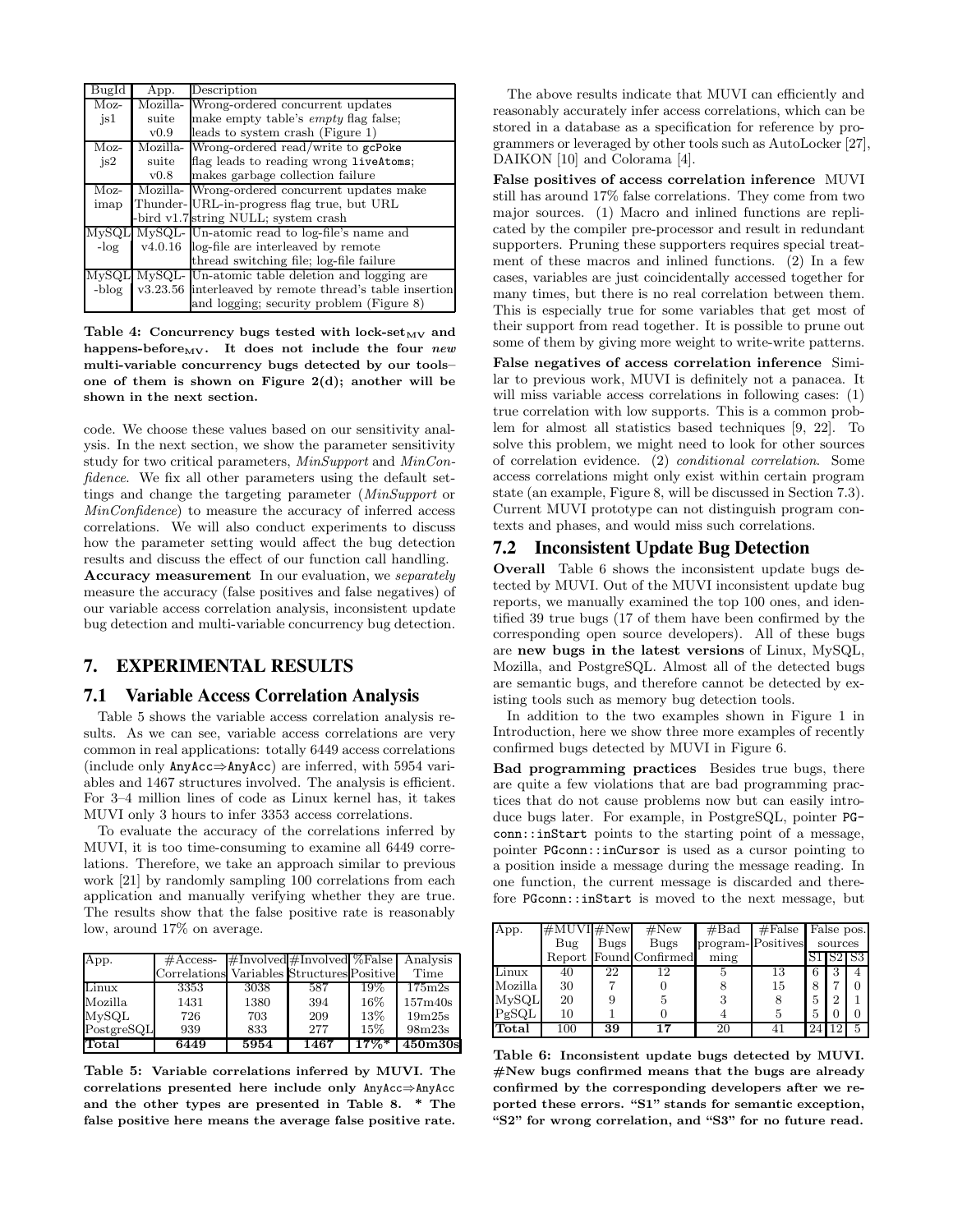| BugId | App. | Description |
|---|---|---|
| Moz-js1 | Mozilla-suite v0.9 | Wrong-ordered concurrent updates make empty table's *empty* flag false; leads to system crash (Figure 1) |
| Moz-js2 | Mozilla-suite v0.8 | Wrong-ordered read/write to `gcPoke` flag leads to reading wrong `liveAtoms`; makes garbage collection failure |
| Moz-imap | Mozilla-Thunder-bird v1.7 | Wrong-ordered concurrent updates make URL-in-progress flag true, but URL string NULL; system crash |
| MySQL-log | MySQL-v4.0.16 | Un-atomic read to log-file's name and log-file are interleaved by remote thread switching file; log-file failure |
| MySQL-blog | MySQL-v3.23.56 | Un-atomic table deletion and logging are interleaved by remote thread's table insertion and logging; security problem (Figure 8) |

**Table 4: Concurrency bugs tested with lock-set$_{MV}$ and happens-before$_{MV}$. It does not include the four *new* multi-variable concurrency bugs detected by our tools– one of them is shown on Figure 2(d); another will be shown in the next section.**

code. We choose these values based on our sensitivity analysis. In the next section, we show the parameter sensitivity study for two critical parameters, *MinSupport* and *MinConfidence*. We fix all other parameters using the default settings and change the targeting parameter (*MinSupport* or *MinConfidence*) to measure the accuracy of inferred access correlations. We will also conduct experiments to discuss how the parameter setting would affect the bug detection results and discuss the effect of our function call handling.

**Accuracy measurement** In our evaluation, we *separately* measure the accuracy (false positives and false negatives) of our variable access correlation analysis, inconsistent update bug detection and multi-variable concurrency bug detection.

# 7. EXPERIMENTAL RESULTS

## 7.1 Variable Access Correlation Analysis

Table 5 shows the variable access correlation analysis results. As we can see, variable access correlations are very common in real applications: totally 6449 access correlations (include only AnyAcc⇒AnyAcc) are inferred, with 5954 variables and 1467 structures involved. The analysis is efficient. For 3–4 million lines of code as Linux kernel has, it takes MUVI only 3 hours to infer 3353 access correlations.

To evaluate the accuracy of the correlations inferred by MUVI, it is too time-consuming to examine all 6449 correlations. Therefore, we take an approach similar to previous work [21] by randomly sampling 100 correlations from each application and manually verifying whether they are true. The results show that the false positive rate is reasonably low, around 17% on average.

| App. | #Access-Correlations | #Involved Variables | #Involved Structures | %False Positive | Analysis Time |
|---|---|---|---|---|---|
| Linux | 3353 | 3038 | 587 | 19% | 175m2s |
| Mozilla | 1431 | 1380 | 394 | 16% | 157m40s |
| MySQL | 726 | 703 | 209 | 13% | 19m25s |
| PostgreSQL | 939 | 833 | 277 | 15% | 98m23s |
| **Total** | **6449** | **5954** | **1467** | **17%*** | **450m30s** |

**Table 5: Variable correlations inferred by MUVI. The correlations presented here include only AnyAcc⇒AnyAcc and the other types are presented in Table 8. * The false positive here means the average false positive rate.**

The above results indicate that MUVI can efficiently and reasonably accurately infer access correlations, which can be stored in a database as a specification for reference by programmers or leveraged by other tools such as AutoLocker [27], DAIKON [10] and Colorama [4].

**False positives of access correlation inference** MUVI still has around 17% false correlations. They come from two major sources. (1) Macro and inlined functions are replicated by the compiler pre-processor and result in redundant supporters. Pruning these supporters requires special treatment of these macros and inlined functions. (2) In a few cases, variables are just coincidentally accessed together for many times, but there is no real correlation between them. This is especially true for some variables that get most of their support from read together. It is possible to prune out some of them by giving more weight to write-write patterns.

**False negatives of access correlation inference** Similar to previous work, MUVI is definitely not a panacea. It will miss variable access correlations in following cases: (1) true correlation with low supports. This is a common problem for almost all statistics based techniques [9, 22]. To solve this problem, we might need to look for other sources of correlation evidence. (2) *conditional correlation*. Some access correlations might only exist within certain program state (an example, Figure 8, will be discussed in Section 7.3). Current MUVI prototype can not distinguish program contexts and phases, and would miss such correlations.

## 7.2 Inconsistent Update Bug Detection

**Overall** Table 6 shows the inconsistent update bugs detected by MUVI. Out of the MUVI inconsistent update bug reports, we manually examined the top 100 ones, and identified 39 true bugs (17 of them have been confirmed by the corresponding open source developers). All of these bugs are **new bugs in the latest versions** of Linux, MySQL, Mozilla, and PostgreSQL. Almost all of the detected bugs are semantic bugs, and therefore cannot be detected by existing tools such as memory bug detection tools.

In addition to the two examples shown in Figure 1 in Introduction, here we show three more examples of recently confirmed bugs detected by MUVI in Figure 6.

**Bad programming practices** Besides true bugs, there are quite a few violations that are bad programming practices that do not cause problems now but can easily introduce bugs later. For example, in PostgreSQL, pointer `PGconn::inStart` points to the starting point of a message, pointer `PGconn::inCursor` is used as a cursor pointing to a position inside a message during the message reading. In one function, the current message is discarded and therefore `PGconn::inStart` is moved to the next message, but

| App. | #MUVI Bug Report | #New Bugs Found | #New Bugs Confirmed | #Bad program-ming | #False Positives | False pos. sources | | |
|---|---|---|---|---|---|---|---|---|
| | | | | | | S1 | S2 | S3 |
| Linux | 40 | 22 | 12 | 5 | 13 | 6 | 3 | 4 |
| Mozilla | 30 | 7 | 0 | 8 | 15 | 8 | 7 | 0 |
| MySQL | 20 | 9 | 5 | 3 | 8 | 5 | 2 | 1 |
| PgSQL | 10 | 1 | 0 | 4 | 5 | 5 | 0 | 0 |
| **Total** | 100 | **39** | **17** | 20 | 41 | 24 | 12 | 5 |

**Table 6: Inconsistent update bugs detected by MUVI. #New bugs confirmed means that the bugs are already confirmed by the corresponding developers after we reported these errors. "S1" stands for semantic exception, "S2" for wrong correlation, and "S3" for no future read.**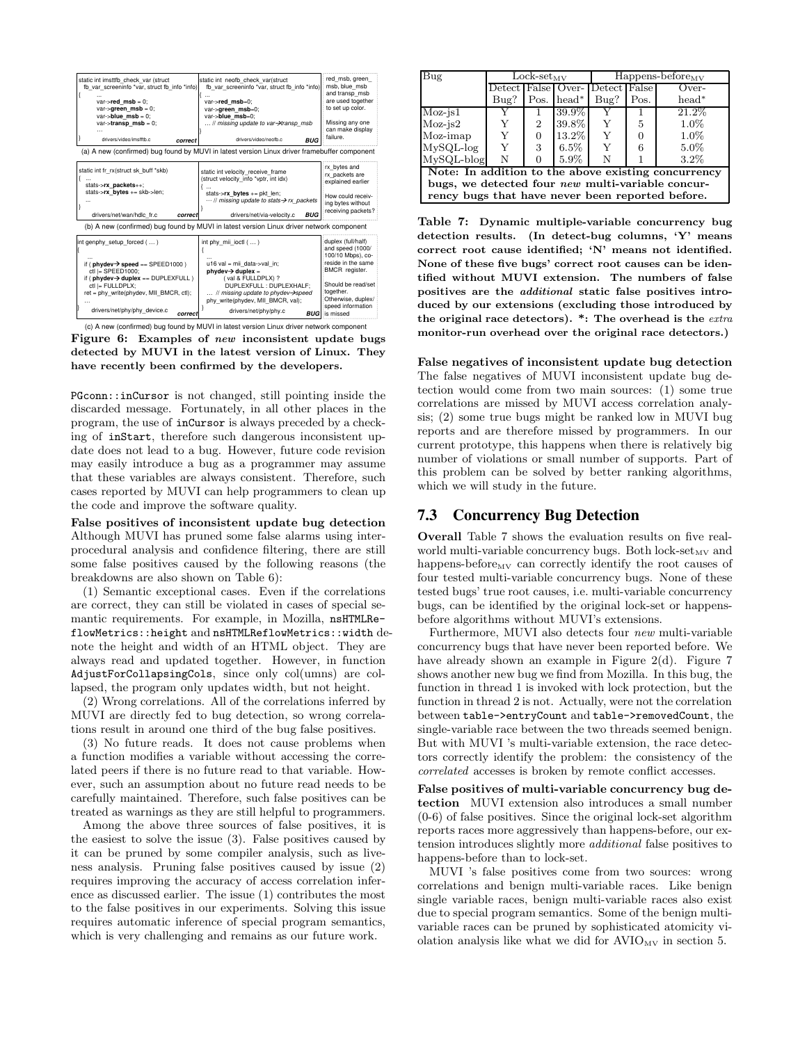```
static int imsttfb_check_var (struct
  fb_var_screeninfo *var, struct fb_info *info)
{
   ...
   var->red_msb = 0;
   var->green_msb = 0;
   var->blue_msb = 0;
   var->transp_msb = 0;
   ...
}
   drivers/video/imsttfb.c                correct
```

```
static int neofb_check_var(struct
  fb_var_screeninfo *var, struct fb_info *info)
{
   ...
   var->red_msb=0;
   var->green_msb=0;
   var->blue_msb=0;
   ... // missing update to var->transp_msb
}
   drivers/video/neofb.c                  BUG
```

red_msb, green_msb, blue_msb and transp_msb are used together to set up color.

Missing any one can make display failure.

(a) A new (confirmed) bug found by MUVI in latest version Linux driver framebuffer component

```
static int fr_rx(struct sk_buff *skb)
{
   ...
   stats->rx_packets++;
   stats->rx_bytes += skb->len;
   ...
}
   drivers/net/wan/hdlc_fr.c              correct
```

```
static int velocity_receive_frame
(struct velocity_info *vptr, int idx)
{
   ...
   stats->rx_bytes += pkt_len;
   ... // missing update to stats-> rx_packets
}
   drivers/net/via-velocity.c             BUG
```

rx_bytes and rx_packets are explained earlier

How could receiving bytes without receiving packets?

(b) A new (confirmed) bug found by MUVI in latest version Linux driver network component

```
int genphy_setup_forced ( ... )
{
   ...
   if ( phydev-> speed == SPEED1000 )
      ctl |= SPEED1000;
   if ( phydev-> duplex == DUPLEXFULL )
      ctl |= FULLDPLX;
   ret = phy_write(phydev, MII_BMCR, ctl);
   ...
}
   drivers/net/phy/phy_device.c           correct
```

```
int phy_mii_ioctl ( ... )
{
   ...
   u16 val = mii_data->val_in;
   phydev-> duplex =
      ( val & FULLDPLX) ?
      DUPLEXFULL : DUPLEXHALF;
   ... // missing update to phydev->speed
   phy_write(phydev, MII_BMCR, val);
}
   drivers/net/phy/phy.c                  BUG
```

duplex (full/half) and speed (1000/100/10 Mbps), coreside in the same BMCR register.

Should be read/set together. Otherwise, duplex/speed information is missed

(c) A new (confirmed) bug found by MUVI in latest version Linux driver network component

**Figure 6: Examples of *new* inconsistent update bugs detected by MUVI in the latest version of Linux. They have recently been confirmed by the developers.**

PGconn::inCursor is not changed, still pointing inside the discarded message. Fortunately, in all other places in the program, the use of inCursor is always preceded by a checking of inStart, therefore such dangerous inconsistent update does not lead to a bug. However, future code revision may easily introduce a bug as a programmer may assume that these variables are always consistent. Therefore, such cases reported by MUVI can help programmers to clean up the code and improve the software quality.

**False positives of inconsistent update bug detection** Although MUVI has pruned some false alarms using inter-procedural analysis and confidence filtering, there are still some false positives caused by the following reasons (the breakdowns are also shown on Table 6):

(1) Semantic exceptional cases. Even if the correlations are correct, they can still be violated in cases of special semantic requirements. For example, in Mozilla, nsHTMLReflowMetrics::height and nsHTMLReflowMetrics::width denote the height and width of an HTML object. They are always read and updated together. However, in function AdjustForCollapsingCols, since only col(umns) are collapsed, the program only updates width, but not height.

(2) Wrong correlations. All of the correlations inferred by MUVI are directly fed to bug detection, so wrong correlations result in around one third of the bug false positives.

(3) No future reads. It does not cause problems when a function modifies a variable without accessing the correlated peers if there is no future read to that variable. However, such an assumption about no future read needs to be carefully maintained. Therefore, such false positives can be treated as warnings as they are still helpful to programmers.

Among the above three sources of false positives, it is the easiest to solve the issue (3). False positives caused by it can be pruned by some compiler analysis, such as liveness analysis. Pruning false positives caused by issue (2) requires improving the accuracy of access correlation inference as discussed earlier. The issue (1) contributes the most to the false positives in our experiments. Solving this issue requires automatic inference of special program semantics, which is very challenging and remains as our future work.

| Bug | Lock-set$_{MV}$ | | | Happens-before$_{MV}$ | | |
|---|---|---|---|---|---|---|
| | Detect Bug? | False Pos. | Over-head* | Detect Bug? | False Pos. | Over-head* |
| Moz-js1 | Y | 1 | 39.9% | Y | 1 | 21.2% |
| Moz-js2 | Y | 2 | 39.8% | Y | 5 | 1.0% |
| Moz-imap | Y | 0 | 13.2% | Y | 0 | 1.0% |
| MySQL-log | Y | 3 | 6.5% | Y | 6 | 5.0% |
| MySQL-blog | N | 0 | 5.9% | N | 1 | 3.2% |
| **Note: In addition to the above existing concurrency bugs, we detected four *new* multi-variable concurrency bugs that have never been reported before.** | | | | | | |

**Table 7: Dynamic multiple-variable concurrency bug detection results. (In detect-bug columns, 'Y' means correct root cause identified; 'N' means not identified. None of these five bugs' correct root causes can be identified without MUVI extension. The numbers of false positives are the *additional* static false positives introduced by our extensions (excluding those introduced by the original race detectors). \*: The overhead is the *extra* monitor-run overhead over the original race detectors.)**

**False negatives of inconsistent update bug detection** The false negatives of MUVI inconsistent update bug detection would come from two main sources: (1) some true correlations are missed by MUVI access correlation analysis; (2) some true bugs might be ranked low in MUVI bug reports and are therefore missed by programmers. In our current prototype, this happens when there is relatively big number of violations or small number of supports. Part of this problem can be solved by better ranking algorithms, which we will study in the future.

## 7.3 Concurrency Bug Detection

**Overall** Table 7 shows the evaluation results on five real-world multi-variable concurrency bugs. Both lock-set$_{MV}$ and happens-before$_{MV}$ can correctly identify the root causes of four tested multi-variable concurrency bugs. None of these tested bugs' true root causes, i.e. multi-variable concurrency bugs, can be identified by the original lock-set or happens-before algorithms without MUVI's extensions.

Furthermore, MUVI also detects four *new* multi-variable concurrency bugs that have never been reported before. We have already shown an example in Figure 2(d). Figure 7 shows another new bug we find from Mozilla. In this bug, the function in thread 1 is invoked with lock protection, but the function in thread 2 is not. Actually, were not the correlation between table->entryCount and table->removedCount, the single-variable race between the two threads seemed benign. But with MUVI 's multi-variable extension, the race detectors correctly identify the problem: the consistency of the *correlated* accesses is broken by remote conflict accesses.

**False positives of multi-variable concurrency bug detection** MUVI extension also introduces a small number (0-6) of false positives. Since the original lock-set algorithm reports races more aggressively than happens-before, our extension introduces slightly more *additional* false positives to happens-before than to lock-set.

MUVI 's false positives come from two sources: wrong correlations and benign multi-variable races. Like benign single variable races, benign multi-variable races also exist due to special program semantics. Some of the benign multi-variable races can be pruned by sophisticated atomicity violation analysis like what we did for AVIO$_{MV}$ in section 5.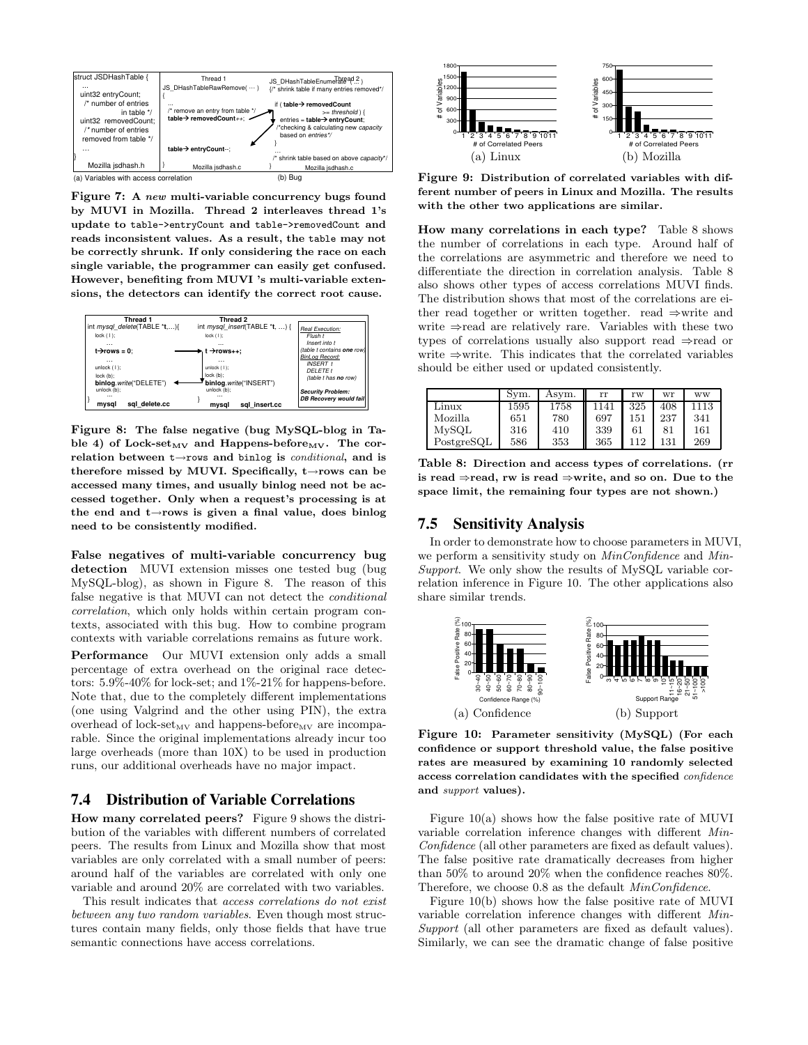struct JSDHashTable {
...
uint32 entryCount;
/* number of entries in table */
uint32 removedCount;
/* number of entries removed from table */
...
}
Mozilla jsdhash.h

Thread 1
JS_DHashTableRawRemove( ··· )
{
...
/* remove an entry from table */
table→ removedCount++;
table→ entryCount--;
}
Mozilla jsdhash.c

Thread 2
JS_DHashTableEnumerate( ... )
{/* shrink table if many entries removed*/
if ( table→ removedCount >= threshold ) {
entries = table→ entryCount;
/*checking & calculating new capacity based on entries*/
}
...
/* shrink table based on above capacity*/
}
Mozilla jsdhash.c

(a) Variables with access correlation (b) Bug

**Figure 7: A *new* multi-variable concurrency bugs found by MUVI in Mozilla. Thread 2 interleaves thread 1's update to `table->entryCount` and `table->removedCount` and reads inconsistent values. As a result, the `table` may not be correctly shrunk. If only considering the race on each single variable, the programmer can easily get confused. However, benefiting from MUVI 's multi-variable extensions, the detectors can identify the correct root cause.**

Thread 1
int mysql_delete(TABLE *t,...){
lock ( l );
...
t→rows = 0;
...
unlock ( l );
lock (b);
binlog.write("DELETE")
unlock (b);
...
}
mysql sql_delete.cc

Thread 2
int mysql_insert(TABLE *t, ...) {
lock ( l );
...
t →rows++;
...
unlock ( l );
lock (b);
binlog.write("INSERT")
unlock (b);
...
}
mysql sql_insert.cc

Real Execution:
Flush t
Insert into t
(table t contains **one** row)
BinLog Record:
INSERT t
DELETE t
(table t has **no** row)
Security Problem:
DB Recovery would fail

**Figure 8: The false negative (bug MySQL-blog in Table 4) of Lock-set$_{MV}$ and Happens-before$_{MV}$. The correlation between t→rows and binlog is *conditional*, and is therefore missed by MUVI. Specifically, t→rows can be accessed many times, and usually binlog need not be accessed together. Only when a request's processing is at the end and t→rows is given a final value, does binlog need to be consistently modified.**

**False negatives of multi-variable concurrency bug detection** MUVI extension misses one tested bug (bug MySQL-blog), as shown in Figure 8. The reason of this false negative is that MUVI can not detect the *conditional correlation*, which only holds within certain program contexts, associated with this bug. How to combine program contexts with variable correlations remains as future work.

**Performance** Our MUVI extension only adds a small percentage of extra overhead on the original race detectors: 5.9%-40% for lock-set; and 1%-21% for happens-before. Note that, due to the completely different implementations (one using Valgrind and the other using PIN), the extra overhead of lock-set$_{MV}$ and happens-before$_{MV}$ are incomparable. Since the original implementations already incur too large overheads (more than 10X) to be used in production runs, our additional overheads have no major impact.

## 7.4 Distribution of Variable Correlations

**How many correlated peers?** Figure 9 shows the distribution of the variables with different numbers of correlated peers. The results from Linux and Mozilla show that most variables are only correlated with a small number of peers: around half of the variables are correlated with only one variable and around 20% are correlated with two variables.

This result indicates that *access correlations do not exist between any two random variables*. Even though most structures contain many fields, only those fields that have true semantic connections have access correlations.

1800
1500
1200
900
600
300
0
# of Variables
1 2 3 4 5 6 7 8 9 10 11
# of Correlated Peers
(a) Linux

750
600
450
300
150
0
# of Variables
1 2 3 4 5 6 7 8 9 10 11
# of Correlated Peers
(b) Mozilla

**Figure 9: Distribution of correlated variables with different number of peers in Linux and Mozilla. The results with the other two applications are similar.**

**How many correlations in each type?** Table 8 shows the number of correlations in each type. Around half of the correlations are asymmetric and therefore we need to differentiate the direction in correlation analysis. Table 8 also shows other types of access correlations MUVI finds. The distribution shows that most of the correlations are either read together or written together. read ⇒write and write ⇒read are relatively rare. Variables with these two types of correlations usually also support read ⇒read or write ⇒write. This indicates that the correlated variables should be either used or updated consistently.

| | Sym. | Asym. | rr | rw | wr | ww |
|---|---|---|---|---|---|---|
| Linux | 1595 | 1758 | 1141 | 325 | 408 | 1113 |
| Mozilla | 651 | 780 | 697 | 151 | 237 | 341 |
| MySQL | 316 | 410 | 339 | 61 | 81 | 161 |
| PostgreSQL | 586 | 353 | 365 | 112 | 131 | 269 |

**Table 8: Direction and access types of correlations. (rr is read ⇒read, rw is read ⇒write, and so on. Due to the space limit, the remaining four types are not shown.)**

## 7.5 Sensitivity Analysis

In order to demonstrate how to choose parameters in MUVI, we perform a sensitivity study on *MinConfidence* and *MinSupport*. We only show the results of MySQL variable correlation inference in Figure 10. The other applications also share similar trends.

False Positive Rate (%)
100
80
60
40
20
0
30~40 40~50 50~60 60~70 70~80 80~90 90~100
Confidence Range (%)
(a) Confidence

False Positive Rate (%)
100
80
60
40
20
0
3 4 5 6 7 8 9 10 11~15 16~20 21~50 51~100 >100
Support Range
(b) Support

**Figure 10: Parameter sensitivity (MySQL) (For each confidence or support threshold value, the false positive rates are measured by examining 10 randomly selected access correlation candidates with the specified *confidence* and *support* values).**

Figure 10(a) shows how the false positive rate of MUVI variable correlation inference changes with different *MinConfidence* (all other parameters are fixed as default values). The false positive rate dramatically decreases from higher than 50% to around 20% when the confidence reaches 80%. Therefore, we choose 0.8 as the default *MinConfidence*.

Figure 10(b) shows how the false positive rate of MUVI variable correlation inference changes with different *MinSupport* (all other parameters are fixed as default values). Similarly, we can see the dramatic change of false positive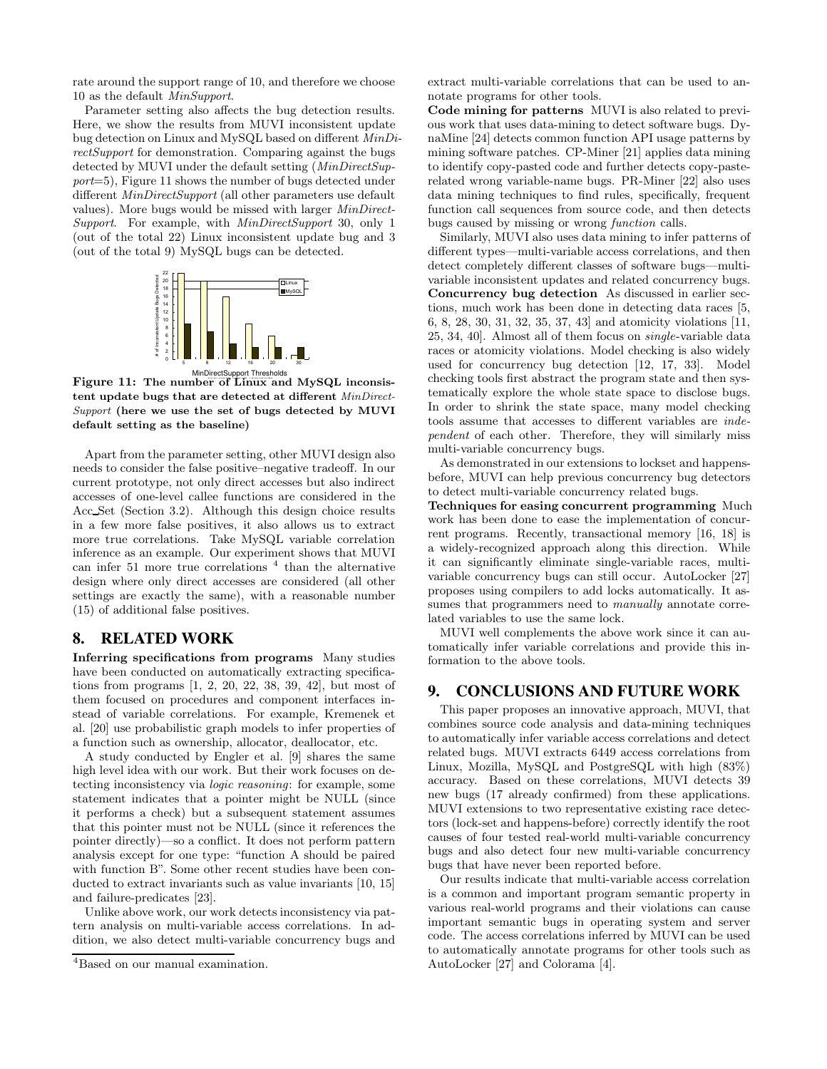rate around the support range of 10, and therefore we choose 10 as the default *MinSupport*.

Parameter setting also affects the bug detection results. Here, we show the results from MUVI inconsistent update bug detection on Linux and MySQL based on different *MinDirectSupport* for demonstration. Comparing against the bugs detected by MUVI under the default setting (*MinDirectSupport*=5), Figure 11 shows the number of bugs detected under different *MinDirectSupport* (all other parameters use default values). More bugs would be missed with larger *MinDirectSupport*. For example, with *MinDirectSupport* 30, only 1 (out of the total 22) Linux inconsistent update bug and 3 (out of the total 9) MySQL bugs can be detected.

**Figure 11: The number of Linux and MySQL inconsistent update bugs that are detected at different *MinDirectSupport* (here we use the set of bugs detected by MUVI default setting as the baseline)**

Apart from the parameter setting, other MUVI design also needs to consider the false positive–negative tradeoff. In our current prototype, not only direct accesses but also indirect accesses of one-level callee functions are considered in the Acc_Set (Section 3.2). Although this design choice results in a few more false positives, it also allows us to extract more true correlations. Take MySQL variable correlation inference as an example. Our experiment shows that MUVI can infer 51 more true correlations [4] than the alternative design where only direct accesses are considered (all other settings are exactly the same), with a reasonable number (15) of additional false positives.

## 8. RELATED WORK

**Inferring specifications from programs** Many studies have been conducted on automatically extracting specifications from programs [1, 2, 20, 22, 38, 39, 42], but most of them focused on procedures and component interfaces instead of variable correlations. For example, Kremenek et al. [20] use probabilistic graph models to infer properties of a function such as ownership, allocator, deallocator, etc.

A study conducted by Engler et al. [9] shares the same high level idea with our work. But their work focuses on detecting inconsistency via *logic reasoning*: for example, some statement indicates that a pointer might be NULL (since it performs a check) but a subsequent statement assumes that this pointer must not be NULL (since it references the pointer directly)—so a conflict. It does not perform pattern analysis except for one type: "function A should be paired with function B". Some other recent studies have been conducted to extract invariants such as value invariants [10, 15] and failure-predicates [23].

Unlike above work, our work detects inconsistency via pattern analysis on multi-variable access correlations. In addition, we also detect multi-variable concurrency bugs and extract multi-variable correlations that can be used to annotate programs for other tools.

**Code mining for patterns** MUVI is also related to previous work that uses data-mining to detect software bugs. DynaMine [24] detects common function API usage patterns by mining software patches. CP-Miner [21] applies data mining to identify copy-pasted code and further detects copy-paste-related wrong variable-name bugs. PR-Miner [22] also uses data mining techniques to find rules, specifically, frequent function call sequences from source code, and then detects bugs caused by missing or wrong *function* calls.

Similarly, MUVI also uses data mining to infer patterns of different types—multi-variable access correlations, and then detect completely different classes of software bugs—multi-variable inconsistent updates and related concurrency bugs.

**Concurrency bug detection** As discussed in earlier sections, much work has been done in detecting data races [5, 6, 8, 28, 30, 31, 32, 35, 37, 43] and atomicity violations [11, 25, 34, 40]. Almost all of them focus on *single*-variable data races or atomicity violations. Model checking is also widely used for concurrency bug detection [12, 17, 33]. Model checking tools first abstract the program state and then systematically explore the whole state space to disclose bugs. In order to shrink the state space, many model checking tools assume that accesses to different variables are *independent* of each other. Therefore, they will similarly miss multi-variable concurrency bugs.

As demonstrated in our extensions to lockset and happens-before, MUVI can help previous concurrency bug detectors to detect multi-variable concurrency related bugs.

**Techniques for easing concurrent programming** Much work has been done to ease the implementation of concurrent programs. Recently, transactional memory [16, 18] is a widely-recognized approach along this direction. While it can significantly eliminate single-variable races, multi-variable concurrency bugs can still occur. AutoLocker [27] proposes using compilers to add locks automatically. It assumes that programmers need to *manually* annotate correlated variables to use the same lock.

MUVI well complements the above work since it can automatically infer variable correlations and provide this information to the above tools.

## 9. CONCLUSIONS AND FUTURE WORK

This paper proposes an innovative approach, MUVI, that combines source code analysis and data-mining techniques to automatically infer variable access correlations and detect related bugs. MUVI extracts 6449 access correlations from Linux, Mozilla, MySQL and PostgreSQL with high (83%) accuracy. Based on these correlations, MUVI detects 39 new bugs (17 already confirmed) from these applications. MUVI extensions to two representative existing race detectors (lock-set and happens-before) correctly identify the root causes of four tested real-world multi-variable concurrency bugs and also detect four new multi-variable concurrency bugs that have never been reported before.

Our results indicate that multi-variable access correlation is a common and important program semantic property in various real-world programs and their violations can cause important semantic bugs in operating system and server code. The access correlations inferred by MUVI can be used to automatically annotate programs for other tools such as AutoLocker [27] and Colorama [4].

---

[4] Based on our manual examination.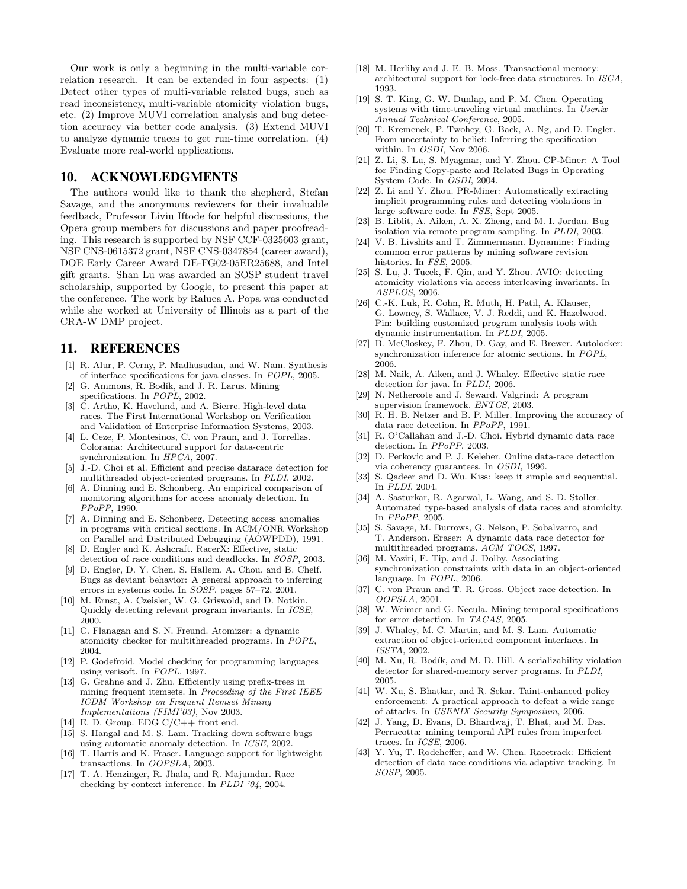Our work is only a beginning in the multi-variable correlation research. It can be extended in four aspects: (1) Detect other types of multi-variable related bugs, such as read inconsistency, multi-variable atomicity violation bugs, etc. (2) Improve MUVI correlation analysis and bug detection accuracy via better code analysis. (3) Extend MUVI to analyze dynamic traces to get run-time correlation. (4) Evaluate more real-world applications.

## 10. ACKNOWLEDGMENTS

The authors would like to thank the shepherd, Stefan Savage, and the anonymous reviewers for their invaluable feedback, Professor Liviu Iftode for helpful discussions, the Opera group members for discussions and paper proofreading. This research is supported by NSF CCF-0325603 grant, NSF CNS-0615372 grant, NSF CNS-0347854 (career award), DOE Early Career Award DE-FG02-05ER25688, and Intel gift grants. Shan Lu was awarded an SOSP student travel scholarship, supported by Google, to present this paper at the conference. The work by Raluca A. Popa was conducted while she worked at University of Illinois as a part of the CRA-W DMP project.

## 11. REFERENCES

[1] R. Alur, P. Cerny, P. Madhusudan, and W. Nam. Synthesis of interface specifications for java classes. In *POPL*, 2005.

[2] G. Ammons, R. Bodík, and J. R. Larus. Mining specifications. In *POPL*, 2002.

[3] C. Artho, K. Havelund, and A. Bierre. High-level data races. The First International Workshop on Verification and Validation of Enterprise Information Systems, 2003.

[4] L. Ceze, P. Montesinos, C. von Praun, and J. Torrellas. Colorama: Architectural support for data-centric synchronization. In *HPCA*, 2007.

[5] J.-D. Choi et al. Efficient and precise datarace detection for multithreaded object-oriented programs. In *PLDI*, 2002.

[6] A. Dinning and E. Schonberg. An empirical comparison of monitoring algorithms for access anomaly detection. In *PPoPP*, 1990.

[7] A. Dinning and E. Schonberg. Detecting access anomalies in programs with critical sections. In ACM/ONR Workshop on Parallel and Distributed Debugging (AOWPDD), 1991.

[8] D. Engler and K. Ashcraft. RacerX: Effective, static detection of race conditions and deadlocks. In *SOSP*, 2003.

[9] D. Engler, D. Y. Chen, S. Hallem, A. Chou, and B. Chelf. Bugs as deviant behavior: A general approach to inferring errors in systems code. In *SOSP*, pages 57–72, 2001.

[10] M. Ernst, A. Czeisler, W. G. Griswold, and D. Notkin. Quickly detecting relevant program invariants. In *ICSE*, 2000.

[11] C. Flanagan and S. N. Freund. Atomizer: a dynamic atomicity checker for multithreaded programs. In *POPL*, 2004.

[12] P. Godefroid. Model checking for programming languages using verisoft. In *POPL*, 1997.

[13] G. Grahne and J. Zhu. Efficiently using prefix-trees in mining frequent itemsets. In *Proceeding of the First IEEE ICDM Workshop on Frequent Itemset Mining Implementations (FIMI'03)*, Nov 2003.

[14] E. D. Group. EDG C/C++ front end.

[15] S. Hangal and M. S. Lam. Tracking down software bugs using automatic anomaly detection. In *ICSE*, 2002.

[16] T. Harris and K. Fraser. Language support for lightweight transactions. In *OOPSLA*, 2003.

[17] T. A. Henzinger, R. Jhala, and R. Majumdar. Race checking by context inference. In *PLDI '04*, 2004.

[18] M. Herlihy and J. E. B. Moss. Transactional memory: architectural support for lock-free data structures. In *ISCA*, 1993.

[19] S. T. King, G. W. Dunlap, and P. M. Chen. Operating systems with time-traveling virtual machines. In *Usenix Annual Technical Conference*, 2005.

[20] T. Kremenek, P. Twohey, G. Back, A. Ng, and D. Engler. From uncertainty to belief: Inferring the specification within. In *OSDI*, Nov 2006.

[21] Z. Li, S. Lu, S. Myagmar, and Y. Zhou. CP-Miner: A Tool for Finding Copy-paste and Related Bugs in Operating System Code. In *OSDI*, 2004.

[22] Z. Li and Y. Zhou. PR-Miner: Automatically extracting implicit programming rules and detecting violations in large software code. In *FSE*, Sept 2005.

[23] B. Liblit, A. Aiken, A. X. Zheng, and M. I. Jordan. Bug isolation via remote program sampling. In *PLDI*, 2003.

[24] V. B. Livshits and T. Zimmermann. Dynamine: Finding common error patterns by mining software revision histories. In *FSE*, 2005.

[25] S. Lu, J. Tucek, F. Qin, and Y. Zhou. AVIO: detecting atomicity violations via access interleaving invariants. In *ASPLOS*, 2006.

[26] C.-K. Luk, R. Cohn, R. Muth, H. Patil, A. Klauser, G. Lowney, S. Wallace, V. J. Reddi, and K. Hazelwood. Pin: building customized program analysis tools with dynamic instrumentation. In *PLDI*, 2005.

[27] B. McCloskey, F. Zhou, D. Gay, and E. Brewer. Autolocker: synchronization inference for atomic sections. In *POPL*, 2006.

[28] M. Naik, A. Aiken, and J. Whaley. Effective static race detection for java. In *PLDI*, 2006.

[29] N. Nethercote and J. Seward. Valgrind: A program supervision framework. *ENTCS*, 2003.

[30] R. H. B. Netzer and B. P. Miller. Improving the accuracy of data race detection. In *PPoPP*, 1991.

[31] R. O'Callahan and J.-D. Choi. Hybrid dynamic data race detection. In *PPoPP*, 2003.

[32] D. Perkovic and P. J. Keleher. Online data-race detection via coherency guarantees. In *OSDI*, 1996.

[33] S. Qadeer and D. Wu. Kiss: keep it simple and sequential. In *PLDI*, 2004.

[34] A. Sasturkar, R. Agarwal, L. Wang, and S. D. Stoller. Automated type-based analysis of data races and atomicity. In *PPoPP*, 2005.

[35] S. Savage, M. Burrows, G. Nelson, P. Sobalvarro, and T. Anderson. Eraser: A dynamic data race detector for multithreaded programs. *ACM TOCS*, 1997.

[36] M. Vaziri, F. Tip, and J. Dolby. Associating synchronization constraints with data in an object-oriented language. In *POPL*, 2006.

[37] C. von Praun and T. R. Gross. Object race detection. In *OOPSLA*, 2001.

[38] W. Weimer and G. Necula. Mining temporal specifications for error detection. In *TACAS*, 2005.

[39] J. Whaley, M. C. Martin, and M. S. Lam. Automatic extraction of object-oriented component interfaces. In *ISSTA*, 2002.

[40] M. Xu, R. Bodík, and M. D. Hill. A serializability violation detector for shared-memory server programs. In *PLDI*, 2005.

[41] W. Xu, S. Bhatkar, and R. Sekar. Taint-enhanced policy enforcement: A practical approach to defeat a wide range of attacks. In *USENIX Security Symposium*, 2006.

[42] J. Yang, D. Evans, D. Bhardwaj, T. Bhat, and M. Das. Perracotta: mining temporal API rules from imperfect traces. In *ICSE*, 2006.

[43] Y. Yu, T. Rodeheffer, and W. Chen. Racetrack: Efficient detection of data race conditions via adaptive tracking. In *SOSP*, 2005.